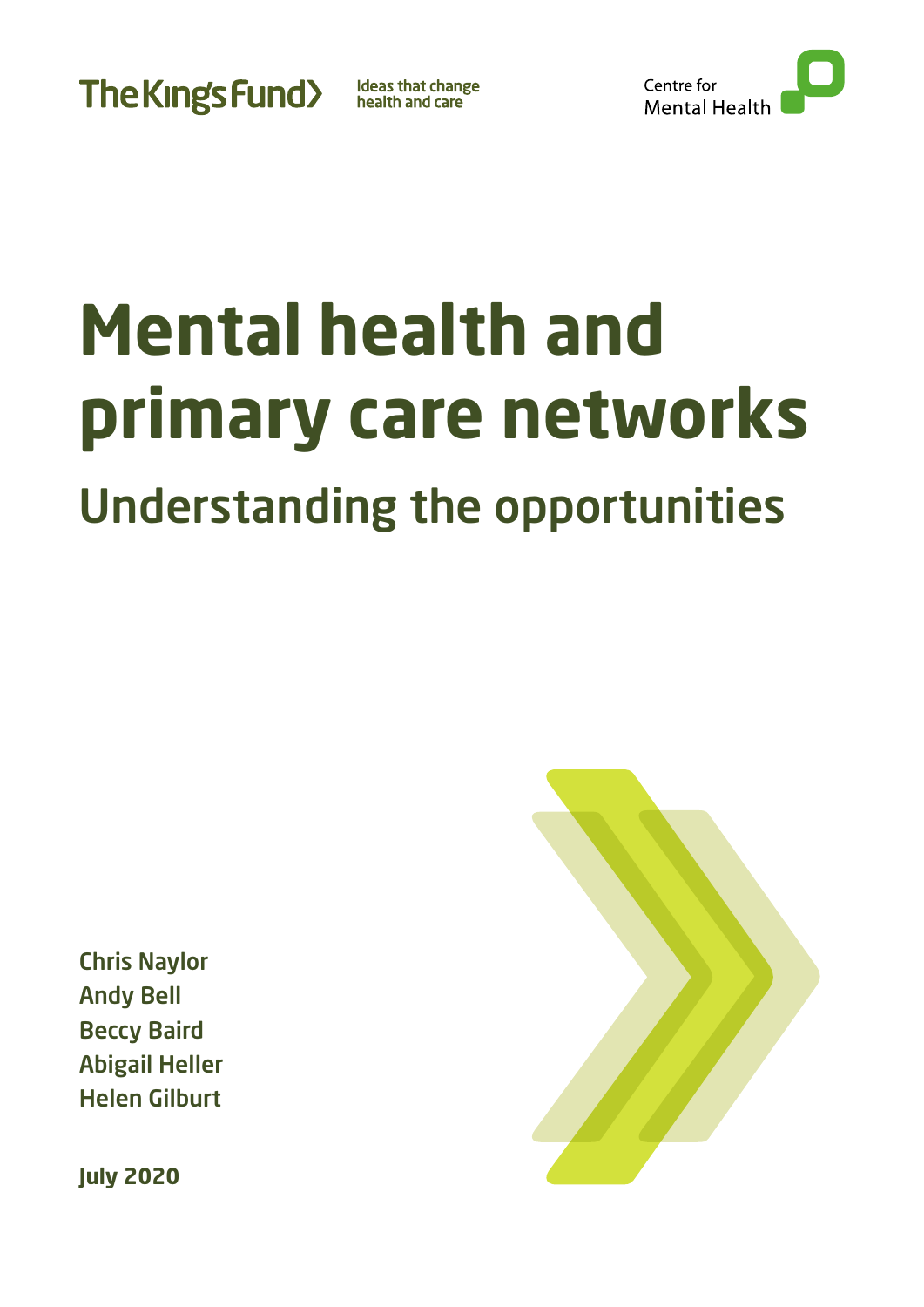The King's Fund — Ideas that change health and care

Centre for Mental Health

# Mental health and primary care networks

## Understanding the opportunities

Chris Naylor
Andy Bell
Beccy Baird
Abigail Heller
Helen Gilburt

July 2020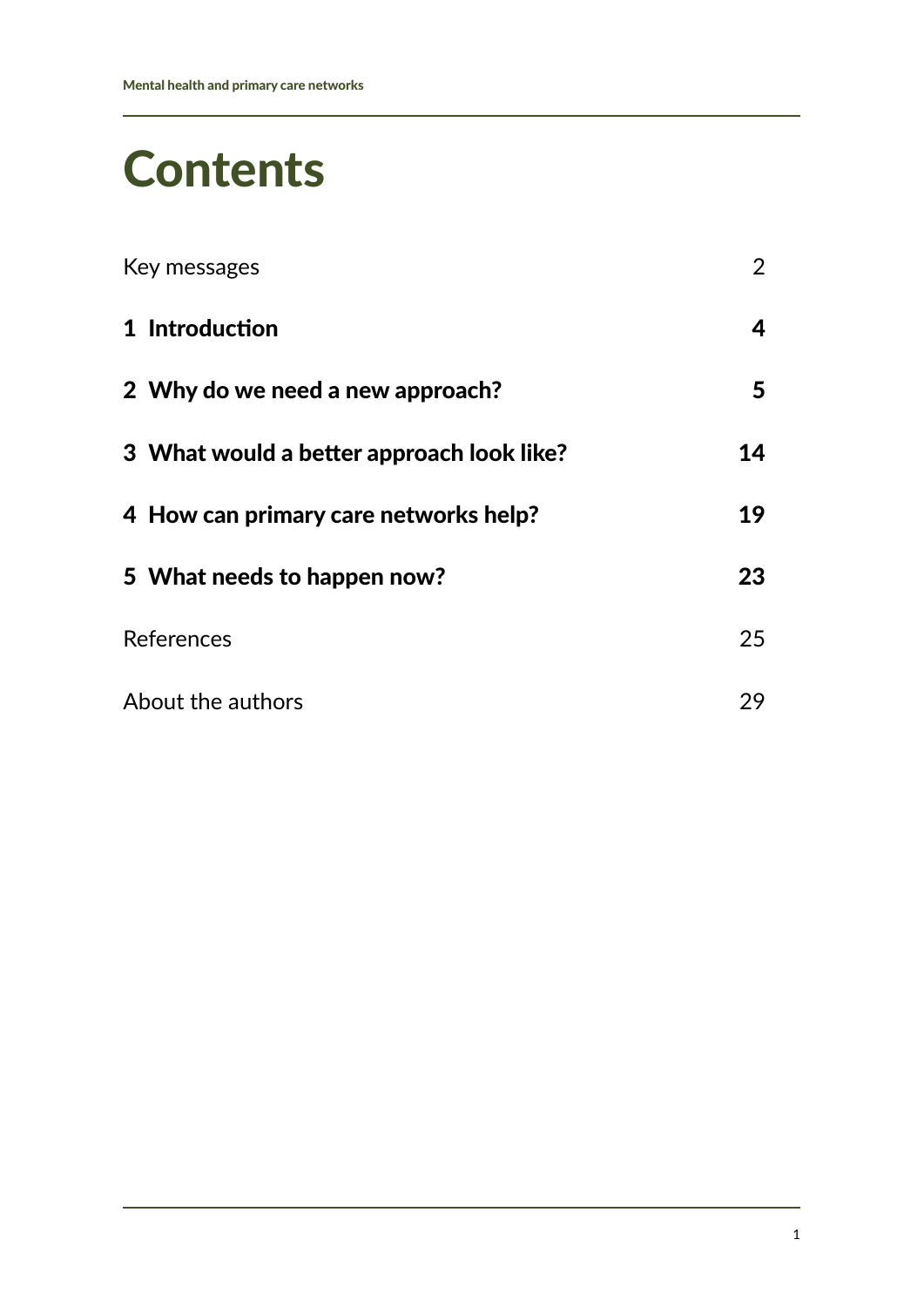# Contents

| | |
|---|---|
| Key messages | 2 |
| **1 Introduction** | **4** |
| **2 Why do we need a new approach?** | **5** |
| **3 What would a better approach look like?** | **14** |
| **4 How can primary care networks help?** | **19** |
| **5 What needs to happen now?** | **23** |
| References | 25 |
| About the authors | 29 |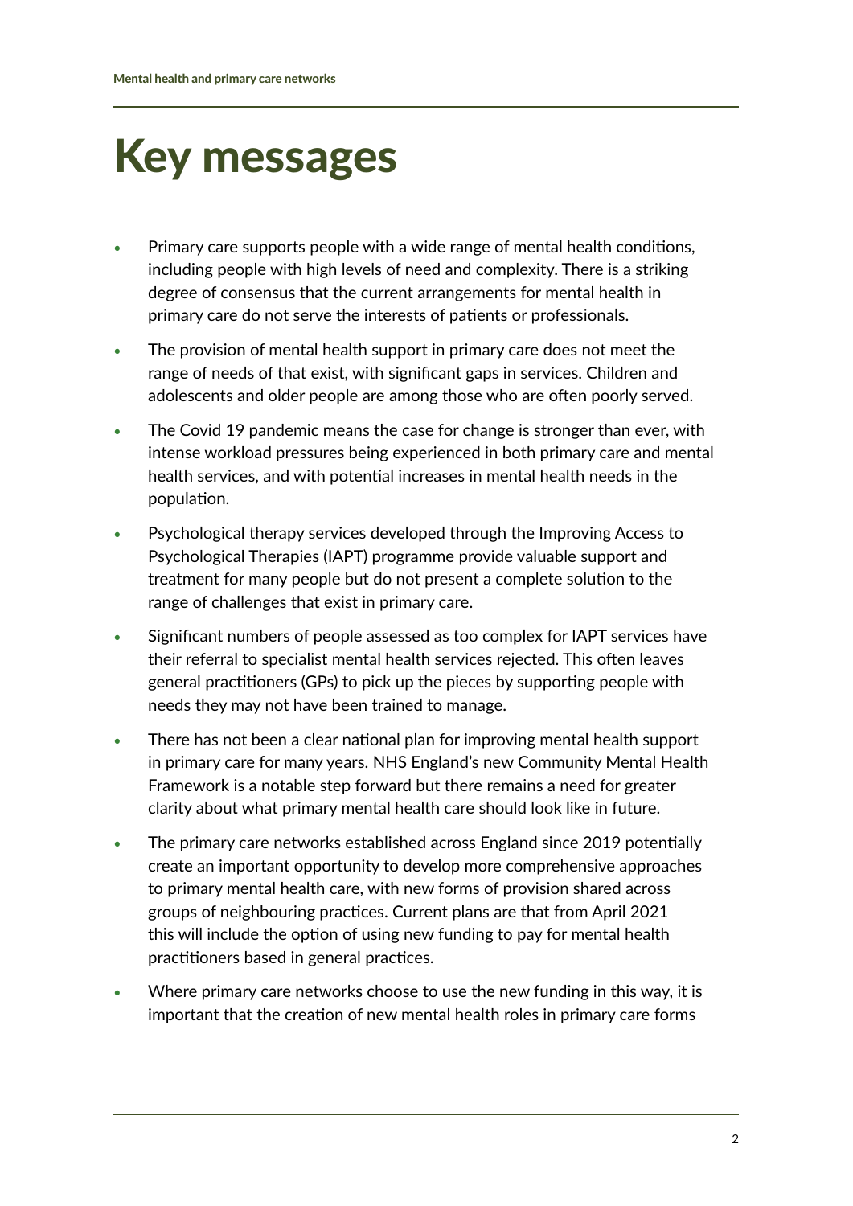# Key messages

- Primary care supports people with a wide range of mental health conditions, including people with high levels of need and complexity. There is a striking degree of consensus that the current arrangements for mental health in primary care do not serve the interests of patients or professionals.
- The provision of mental health support in primary care does not meet the range of needs of that exist, with significant gaps in services. Children and adolescents and older people are among those who are often poorly served.
- The Covid 19 pandemic means the case for change is stronger than ever, with intense workload pressures being experienced in both primary care and mental health services, and with potential increases in mental health needs in the population.
- Psychological therapy services developed through the Improving Access to Psychological Therapies (IAPT) programme provide valuable support and treatment for many people but do not present a complete solution to the range of challenges that exist in primary care.
- Significant numbers of people assessed as too complex for IAPT services have their referral to specialist mental health services rejected. This often leaves general practitioners (GPs) to pick up the pieces by supporting people with needs they may not have been trained to manage.
- There has not been a clear national plan for improving mental health support in primary care for many years. NHS England's new Community Mental Health Framework is a notable step forward but there remains a need for greater clarity about what primary mental health care should look like in future.
- The primary care networks established across England since 2019 potentially create an important opportunity to develop more comprehensive approaches to primary mental health care, with new forms of provision shared across groups of neighbouring practices. Current plans are that from April 2021 this will include the option of using new funding to pay for mental health practitioners based in general practices.
- Where primary care networks choose to use the new funding in this way, it is important that the creation of new mental health roles in primary care forms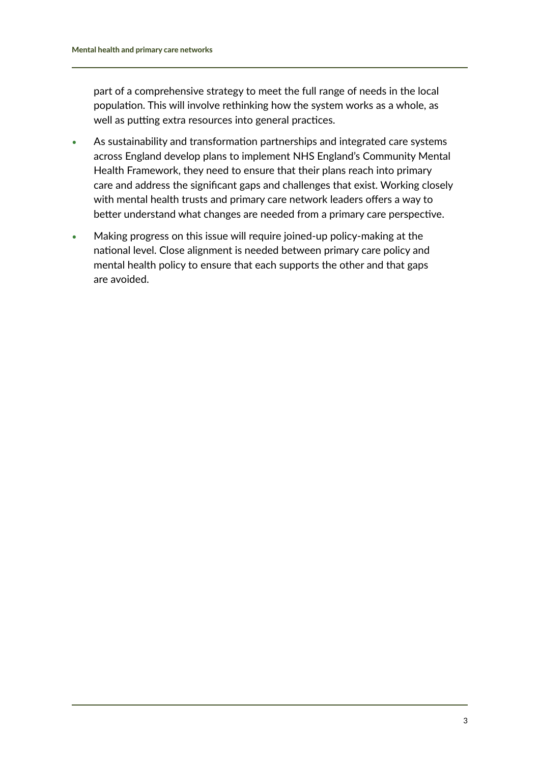part of a comprehensive strategy to meet the full range of needs in the local population. This will involve rethinking how the system works as a whole, as well as putting extra resources into general practices.

- As sustainability and transformation partnerships and integrated care systems across England develop plans to implement NHS England's Community Mental Health Framework, they need to ensure that their plans reach into primary care and address the significant gaps and challenges that exist. Working closely with mental health trusts and primary care network leaders offers a way to better understand what changes are needed from a primary care perspective.
- Making progress on this issue will require joined-up policy-making at the national level. Close alignment is needed between primary care policy and mental health policy to ensure that each supports the other and that gaps are avoided.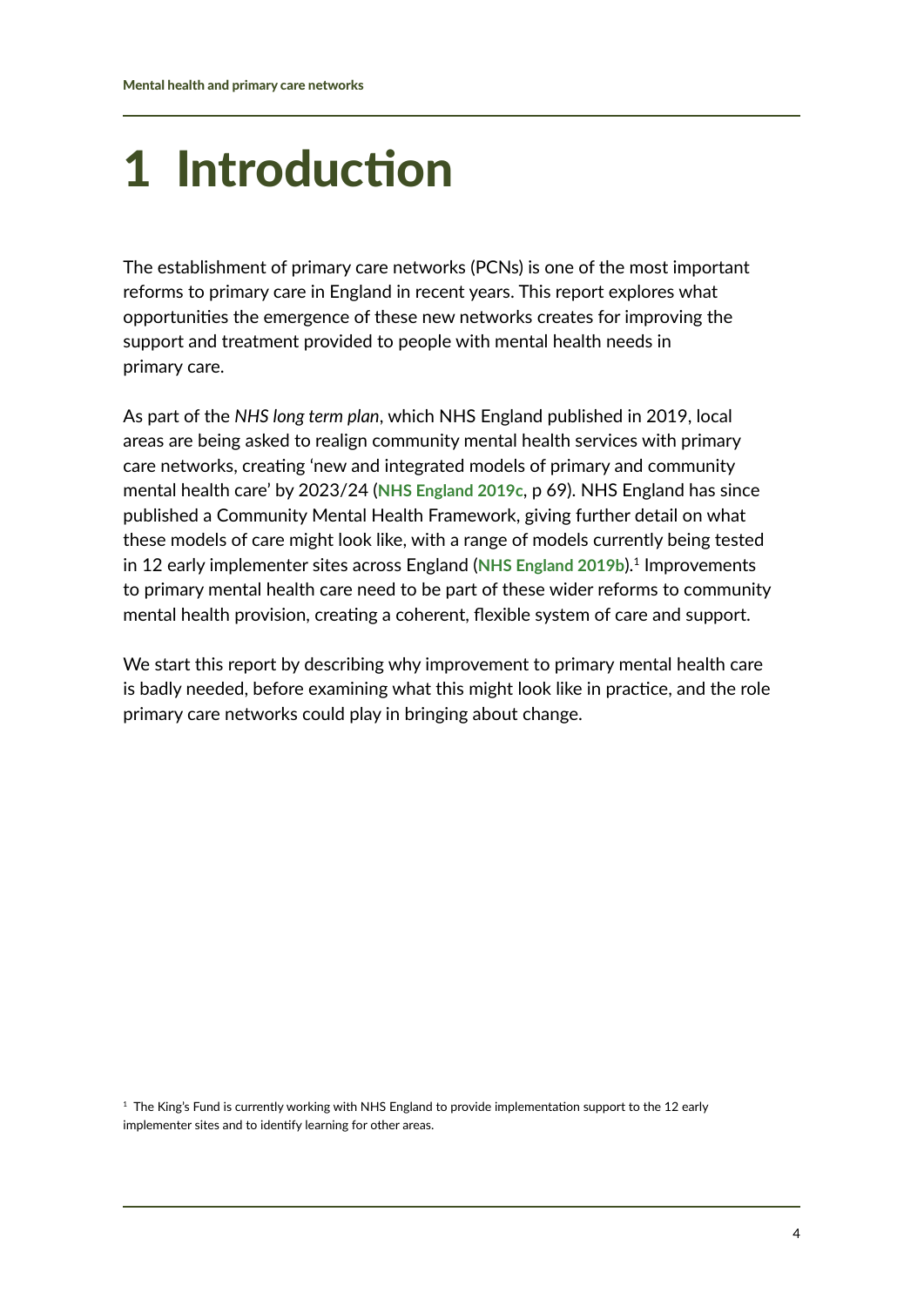# 1 Introduction

The establishment of primary care networks (PCNs) is one of the most important reforms to primary care in England in recent years. This report explores what opportunities the emergence of these new networks creates for improving the support and treatment provided to people with mental health needs in primary care.

As part of the *NHS long term plan*, which NHS England published in 2019, local areas are being asked to realign community mental health services with primary care networks, creating 'new and integrated models of primary and community mental health care' by 2023/24 (**NHS England 2019c**, p 69). NHS England has since published a Community Mental Health Framework, giving further detail on what these models of care might look like, with a range of models currently being tested in 12 early implementer sites across England (**NHS England 2019b**).[1] Improvements to primary mental health care need to be part of these wider reforms to community mental health provision, creating a coherent, flexible system of care and support.

We start this report by describing why improvement to primary mental health care is badly needed, before examining what this might look like in practice, and the role primary care networks could play in bringing about change.

[1] The King's Fund is currently working with NHS England to provide implementation support to the 12 early implementer sites and to identify learning for other areas.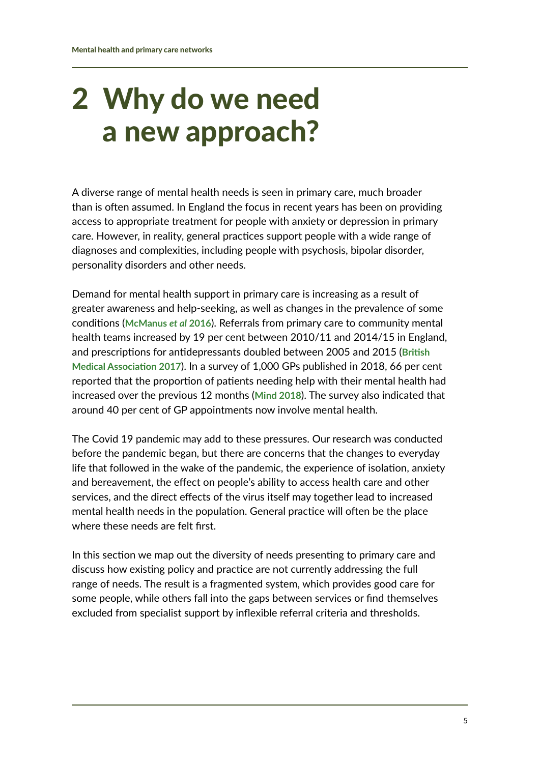# 2 Why do we need a new approach?

A diverse range of mental health needs is seen in primary care, much broader than is often assumed. In England the focus in recent years has been on providing access to appropriate treatment for people with anxiety or depression in primary care. However, in reality, general practices support people with a wide range of diagnoses and complexities, including people with psychosis, bipolar disorder, personality disorders and other needs.

Demand for mental health support in primary care is increasing as a result of greater awareness and help-seeking, as well as changes in the prevalence of some conditions (**McManus *et al* 2016**). Referrals from primary care to community mental health teams increased by 19 per cent between 2010/11 and 2014/15 in England, and prescriptions for antidepressants doubled between 2005 and 2015 (**British Medical Association 2017**). In a survey of 1,000 GPs published in 2018, 66 per cent reported that the proportion of patients needing help with their mental health had increased over the previous 12 months (**Mind 2018**). The survey also indicated that around 40 per cent of GP appointments now involve mental health.

The Covid 19 pandemic may add to these pressures. Our research was conducted before the pandemic began, but there are concerns that the changes to everyday life that followed in the wake of the pandemic, the experience of isolation, anxiety and bereavement, the effect on people's ability to access health care and other services, and the direct effects of the virus itself may together lead to increased mental health needs in the population. General practice will often be the place where these needs are felt first.

In this section we map out the diversity of needs presenting to primary care and discuss how existing policy and practice are not currently addressing the full range of needs. The result is a fragmented system, which provides good care for some people, while others fall into the gaps between services or find themselves excluded from specialist support by inflexible referral criteria and thresholds.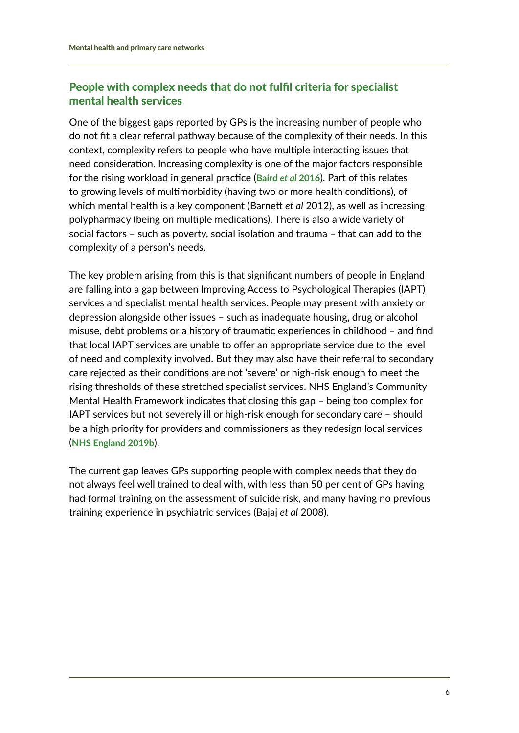## People with complex needs that do not fulfil criteria for specialist mental health services

One of the biggest gaps reported by GPs is the increasing number of people who do not fit a clear referral pathway because of the complexity of their needs. In this context, complexity refers to people who have multiple interacting issues that need consideration. Increasing complexity is one of the major factors responsible for the rising workload in general practice (**Baird *et al* 2016**). Part of this relates to growing levels of multimorbidity (having two or more health conditions), of which mental health is a key component (Barnett *et al* 2012), as well as increasing polypharmacy (being on multiple medications). There is also a wide variety of social factors – such as poverty, social isolation and trauma – that can add to the complexity of a person's needs.

The key problem arising from this is that significant numbers of people in England are falling into a gap between Improving Access to Psychological Therapies (IAPT) services and specialist mental health services. People may present with anxiety or depression alongside other issues – such as inadequate housing, drug or alcohol misuse, debt problems or a history of traumatic experiences in childhood – and find that local IAPT services are unable to offer an appropriate service due to the level of need and complexity involved. But they may also have their referral to secondary care rejected as their conditions are not 'severe' or high-risk enough to meet the rising thresholds of these stretched specialist services. NHS England's Community Mental Health Framework indicates that closing this gap – being too complex for IAPT services but not severely ill or high-risk enough for secondary care – should be a high priority for providers and commissioners as they redesign local services (**NHS England 2019b**).

The current gap leaves GPs supporting people with complex needs that they do not always feel well trained to deal with, with less than 50 per cent of GPs having had formal training on the assessment of suicide risk, and many having no previous training experience in psychiatric services (Bajaj *et al* 2008).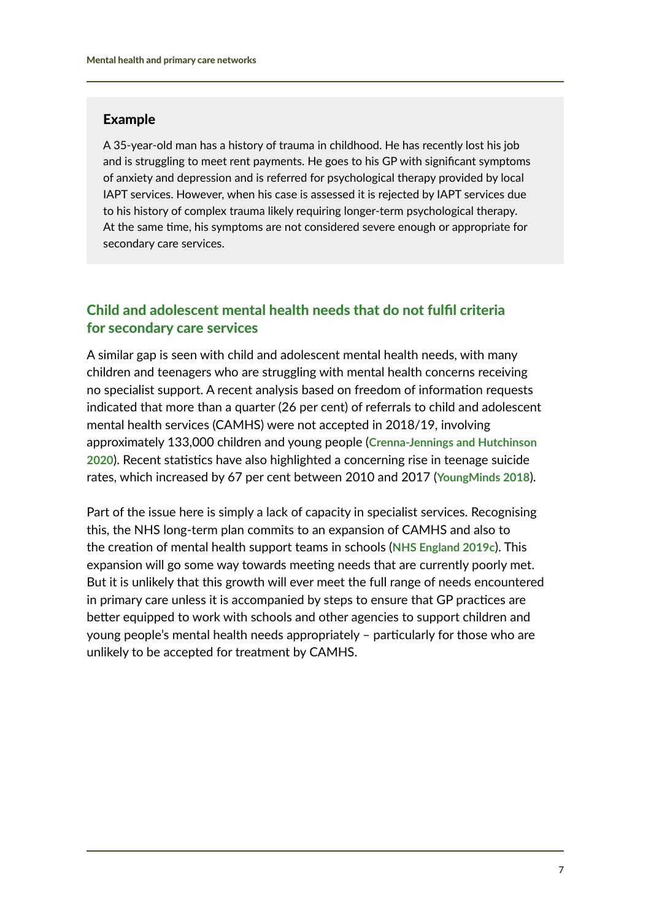### Example

A 35-year-old man has a history of trauma in childhood. He has recently lost his job and is struggling to meet rent payments. He goes to his GP with significant symptoms of anxiety and depression and is referred for psychological therapy provided by local IAPT services. However, when his case is assessed it is rejected by IAPT services due to his history of complex trauma likely requiring longer-term psychological therapy. At the same time, his symptoms are not considered severe enough or appropriate for secondary care services.

## Child and adolescent mental health needs that do not fulfil criteria for secondary care services

A similar gap is seen with child and adolescent mental health needs, with many children and teenagers who are struggling with mental health concerns receiving no specialist support. A recent analysis based on freedom of information requests indicated that more than a quarter (26 per cent) of referrals to child and adolescent mental health services (CAMHS) were not accepted in 2018/19, involving approximately 133,000 children and young people (**Crenna-Jennings and Hutchinson 2020**). Recent statistics have also highlighted a concerning rise in teenage suicide rates, which increased by 67 per cent between 2010 and 2017 (**YoungMinds 2018**).

Part of the issue here is simply a lack of capacity in specialist services. Recognising this, the NHS long-term plan commits to an expansion of CAMHS and also to the creation of mental health support teams in schools (**NHS England 2019c**). This expansion will go some way towards meeting needs that are currently poorly met. But it is unlikely that this growth will ever meet the full range of needs encountered in primary care unless it is accompanied by steps to ensure that GP practices are better equipped to work with schools and other agencies to support children and young people's mental health needs appropriately – particularly for those who are unlikely to be accepted for treatment by CAMHS.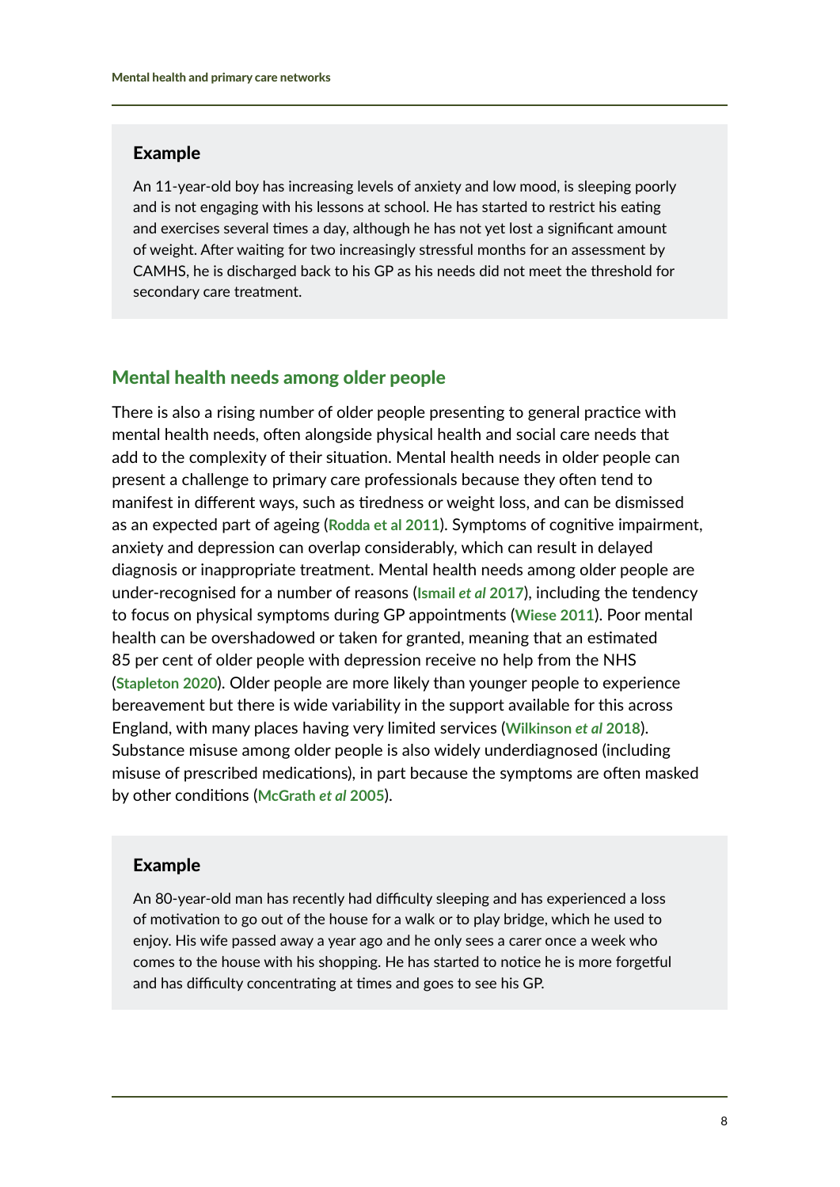### Example

An 11-year-old boy has increasing levels of anxiety and low mood, is sleeping poorly and is not engaging with his lessons at school. He has started to restrict his eating and exercises several times a day, although he has not yet lost a significant amount of weight. After waiting for two increasingly stressful months for an assessment by CAMHS, he is discharged back to his GP as his needs did not meet the threshold for secondary care treatment.

## Mental health needs among older people

There is also a rising number of older people presenting to general practice with mental health needs, often alongside physical health and social care needs that add to the complexity of their situation. Mental health needs in older people can present a challenge to primary care professionals because they often tend to manifest in different ways, such as tiredness or weight loss, and can be dismissed as an expected part of ageing (Rodda et al 2011). Symptoms of cognitive impairment, anxiety and depression can overlap considerably, which can result in delayed diagnosis or inappropriate treatment. Mental health needs among older people are under-recognised for a number of reasons (Ismail *et al* 2017), including the tendency to focus on physical symptoms during GP appointments (Wiese 2011). Poor mental health can be overshadowed or taken for granted, meaning that an estimated 85 per cent of older people with depression receive no help from the NHS (Stapleton 2020). Older people are more likely than younger people to experience bereavement but there is wide variability in the support available for this across England, with many places having very limited services (Wilkinson *et al* 2018). Substance misuse among older people is also widely underdiagnosed (including misuse of prescribed medications), in part because the symptoms are often masked by other conditions (McGrath *et al* 2005).

### Example

An 80-year-old man has recently had difficulty sleeping and has experienced a loss of motivation to go out of the house for a walk or to play bridge, which he used to enjoy. His wife passed away a year ago and he only sees a carer once a week who comes to the house with his shopping. He has started to notice he is more forgetful and has difficulty concentrating at times and goes to see his GP.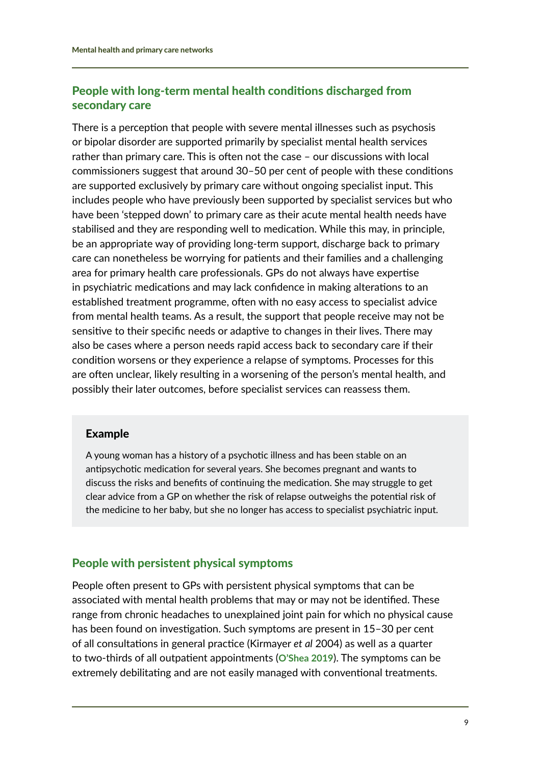## People with long-term mental health conditions discharged from secondary care

There is a perception that people with severe mental illnesses such as psychosis or bipolar disorder are supported primarily by specialist mental health services rather than primary care. This is often not the case – our discussions with local commissioners suggest that around 30–50 per cent of people with these conditions are supported exclusively by primary care without ongoing specialist input. This includes people who have previously been supported by specialist services but who have been 'stepped down' to primary care as their acute mental health needs have stabilised and they are responding well to medication. While this may, in principle, be an appropriate way of providing long-term support, discharge back to primary care can nonetheless be worrying for patients and their families and a challenging area for primary health care professionals. GPs do not always have expertise in psychiatric medications and may lack confidence in making alterations to an established treatment programme, often with no easy access to specialist advice from mental health teams. As a result, the support that people receive may not be sensitive to their specific needs or adaptive to changes in their lives. There may also be cases where a person needs rapid access back to secondary care if their condition worsens or they experience a relapse of symptoms. Processes for this are often unclear, likely resulting in a worsening of the person's mental health, and possibly their later outcomes, before specialist services can reassess them.

### Example

A young woman has a history of a psychotic illness and has been stable on an antipsychotic medication for several years. She becomes pregnant and wants to discuss the risks and benefits of continuing the medication. She may struggle to get clear advice from a GP on whether the risk of relapse outweighs the potential risk of the medicine to her baby, but she no longer has access to specialist psychiatric input.

## People with persistent physical symptoms

People often present to GPs with persistent physical symptoms that can be associated with mental health problems that may or may not be identified. These range from chronic headaches to unexplained joint pain for which no physical cause has been found on investigation. Such symptoms are present in 15–30 per cent of all consultations in general practice (Kirmayer *et al* 2004) as well as a quarter to two-thirds of all outpatient appointments (**O'Shea 2019**). The symptoms can be extremely debilitating and are not easily managed with conventional treatments.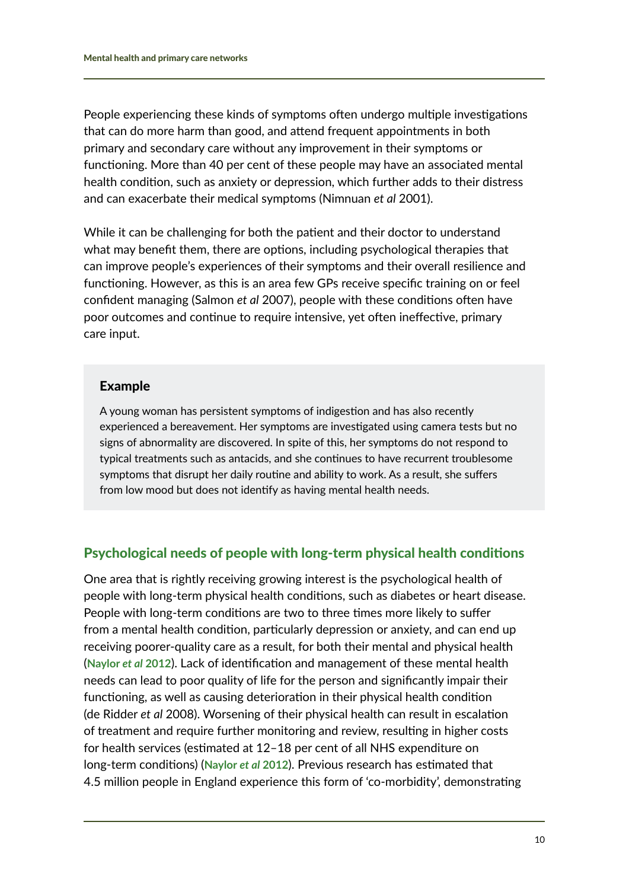People experiencing these kinds of symptoms often undergo multiple investigations that can do more harm than good, and attend frequent appointments in both primary and secondary care without any improvement in their symptoms or functioning. More than 40 per cent of these people may have an associated mental health condition, such as anxiety or depression, which further adds to their distress and can exacerbate their medical symptoms (Nimnuan *et al* 2001).

While it can be challenging for both the patient and their doctor to understand what may benefit them, there are options, including psychological therapies that can improve people's experiences of their symptoms and their overall resilience and functioning. However, as this is an area few GPs receive specific training on or feel confident managing (Salmon *et al* 2007), people with these conditions often have poor outcomes and continue to require intensive, yet often ineffective, primary care input.

> **Example**
>
> A young woman has persistent symptoms of indigestion and has also recently experienced a bereavement. Her symptoms are investigated using camera tests but no signs of abnormality are discovered. In spite of this, her symptoms do not respond to typical treatments such as antacids, and she continues to have recurrent troublesome symptoms that disrupt her daily routine and ability to work. As a result, she suffers from low mood but does not identify as having mental health needs.

## Psychological needs of people with long-term physical health conditions

One area that is rightly receiving growing interest is the psychological health of people with long-term physical health conditions, such as diabetes or heart disease. People with long-term conditions are two to three times more likely to suffer from a mental health condition, particularly depression or anxiety, and can end up receiving poorer-quality care as a result, for both their mental and physical health (**Naylor *et al* 2012**). Lack of identification and management of these mental health needs can lead to poor quality of life for the person and significantly impair their functioning, as well as causing deterioration in their physical health condition (de Ridder *et al* 2008). Worsening of their physical health can result in escalation of treatment and require further monitoring and review, resulting in higher costs for health services (estimated at 12–18 per cent of all NHS expenditure on long-term conditions) (**Naylor *et al* 2012**). Previous research has estimated that 4.5 million people in England experience this form of 'co-morbidity', demonstrating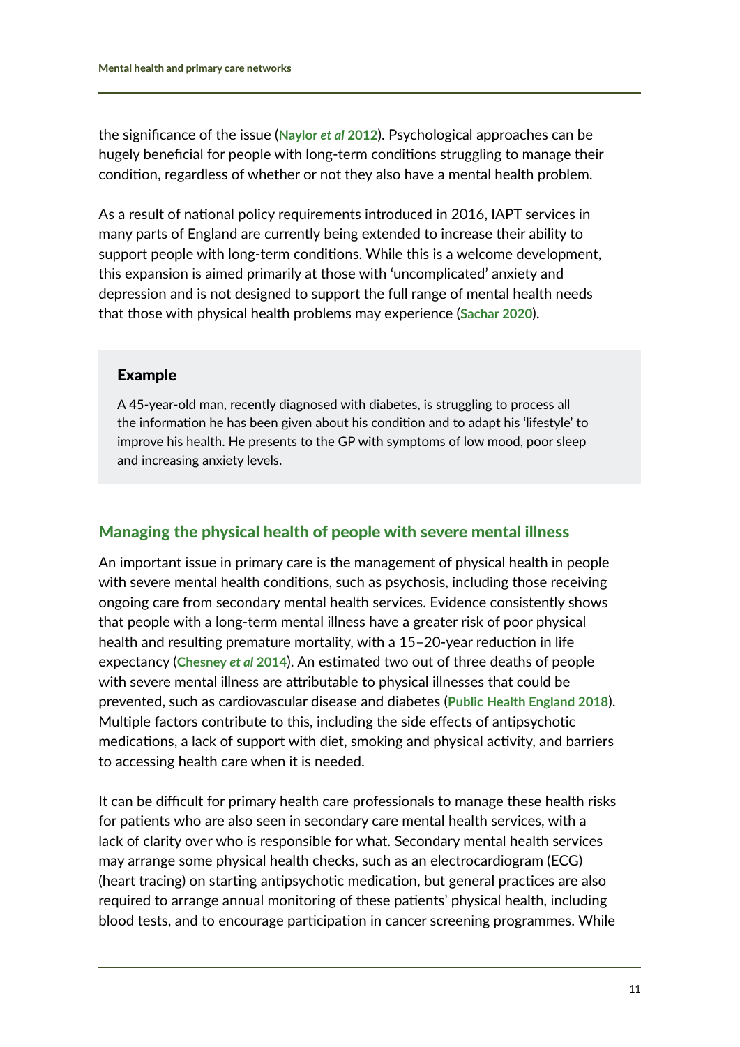the significance of the issue (**Naylor *et al* 2012**). Psychological approaches can be hugely beneficial for people with long-term conditions struggling to manage their condition, regardless of whether or not they also have a mental health problem.

As a result of national policy requirements introduced in 2016, IAPT services in many parts of England are currently being extended to increase their ability to support people with long-term conditions. While this is a welcome development, this expansion is aimed primarily at those with 'uncomplicated' anxiety and depression and is not designed to support the full range of mental health needs that those with physical health problems may experience (**Sachar 2020**).

> **Example**
>
> A 45-year-old man, recently diagnosed with diabetes, is struggling to process all the information he has been given about his condition and to adapt his 'lifestyle' to improve his health. He presents to the GP with symptoms of low mood, poor sleep and increasing anxiety levels.

## Managing the physical health of people with severe mental illness

An important issue in primary care is the management of physical health in people with severe mental health conditions, such as psychosis, including those receiving ongoing care from secondary mental health services. Evidence consistently shows that people with a long-term mental illness have a greater risk of poor physical health and resulting premature mortality, with a 15–20-year reduction in life expectancy (**Chesney *et al* 2014**). An estimated two out of three deaths of people with severe mental illness are attributable to physical illnesses that could be prevented, such as cardiovascular disease and diabetes (**Public Health England 2018**). Multiple factors contribute to this, including the side effects of antipsychotic medications, a lack of support with diet, smoking and physical activity, and barriers to accessing health care when it is needed.

It can be difficult for primary health care professionals to manage these health risks for patients who are also seen in secondary care mental health services, with a lack of clarity over who is responsible for what. Secondary mental health services may arrange some physical health checks, such as an electrocardiogram (ECG) (heart tracing) on starting antipsychotic medication, but general practices are also required to arrange annual monitoring of these patients' physical health, including blood tests, and to encourage participation in cancer screening programmes. While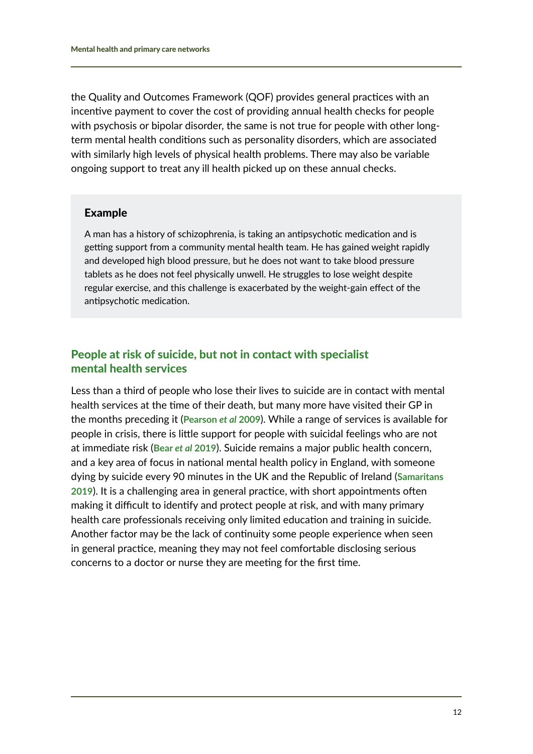the Quality and Outcomes Framework (QOF) provides general practices with an incentive payment to cover the cost of providing annual health checks for people with psychosis or bipolar disorder, the same is not true for people with other long-term mental health conditions such as personality disorders, which are associated with similarly high levels of physical health problems. There may also be variable ongoing support to treat any ill health picked up on these annual checks.

> **Example**
>
> A man has a history of schizophrenia, is taking an antipsychotic medication and is getting support from a community mental health team. He has gained weight rapidly and developed high blood pressure, but he does not want to take blood pressure tablets as he does not feel physically unwell. He struggles to lose weight despite regular exercise, and this challenge is exacerbated by the weight-gain effect of the antipsychotic medication.

### People at risk of suicide, but not in contact with specialist mental health services

Less than a third of people who lose their lives to suicide are in contact with mental health services at the time of their death, but many more have visited their GP in the months preceding it (**Pearson *et al* 2009**). While a range of services is available for people in crisis, there is little support for people with suicidal feelings who are not at immediate risk (**Bear *et al* 2019**). Suicide remains a major public health concern, and a key area of focus in national mental health policy in England, with someone dying by suicide every 90 minutes in the UK and the Republic of Ireland (**Samaritans 2019**). It is a challenging area in general practice, with short appointments often making it difficult to identify and protect people at risk, and with many primary health care professionals receiving only limited education and training in suicide. Another factor may be the lack of continuity some people experience when seen in general practice, meaning they may not feel comfortable disclosing serious concerns to a doctor or nurse they are meeting for the first time.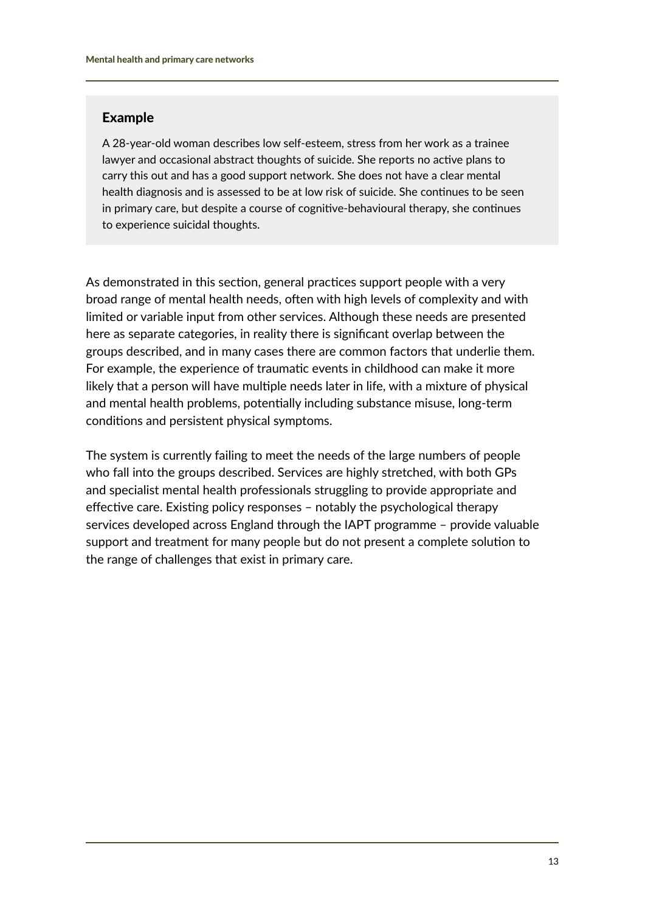### Example

A 28-year-old woman describes low self-esteem, stress from her work as a trainee lawyer and occasional abstract thoughts of suicide. She reports no active plans to carry this out and has a good support network. She does not have a clear mental health diagnosis and is assessed to be at low risk of suicide. She continues to be seen in primary care, but despite a course of cognitive-behavioural therapy, she continues to experience suicidal thoughts.

As demonstrated in this section, general practices support people with a very broad range of mental health needs, often with high levels of complexity and with limited or variable input from other services. Although these needs are presented here as separate categories, in reality there is significant overlap between the groups described, and in many cases there are common factors that underlie them. For example, the experience of traumatic events in childhood can make it more likely that a person will have multiple needs later in life, with a mixture of physical and mental health problems, potentially including substance misuse, long-term conditions and persistent physical symptoms.

The system is currently failing to meet the needs of the large numbers of people who fall into the groups described. Services are highly stretched, with both GPs and specialist mental health professionals struggling to provide appropriate and effective care. Existing policy responses – notably the psychological therapy services developed across England through the IAPT programme – provide valuable support and treatment for many people but do not present a complete solution to the range of challenges that exist in primary care.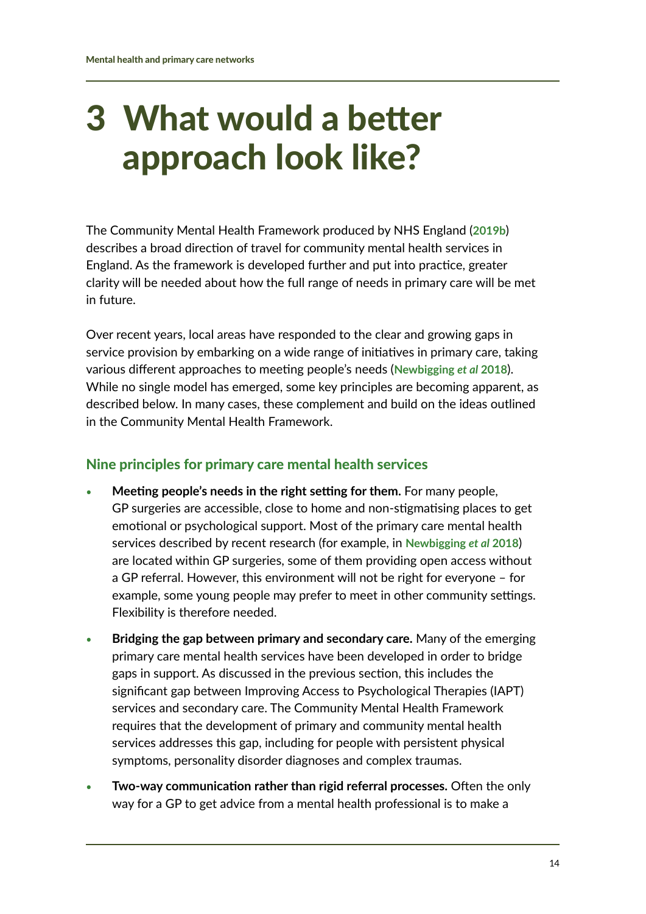# 3 What would a better approach look like?

The Community Mental Health Framework produced by NHS England (**2019b**) describes a broad direction of travel for community mental health services in England. As the framework is developed further and put into practice, greater clarity will be needed about how the full range of needs in primary care will be met in future.

Over recent years, local areas have responded to the clear and growing gaps in service provision by embarking on a wide range of initiatives in primary care, taking various different approaches to meeting people's needs (**Newbigging *et al* 2018**). While no single model has emerged, some key principles are becoming apparent, as described below. In many cases, these complement and build on the ideas outlined in the Community Mental Health Framework.

## Nine principles for primary care mental health services

- **Meeting people's needs in the right setting for them.** For many people, GP surgeries are accessible, close to home and non-stigmatising places to get emotional or psychological support. Most of the primary care mental health services described by recent research (for example, in **Newbigging *et al* 2018**) are located within GP surgeries, some of them providing open access without a GP referral. However, this environment will not be right for everyone – for example, some young people may prefer to meet in other community settings. Flexibility is therefore needed.
- **Bridging the gap between primary and secondary care.** Many of the emerging primary care mental health services have been developed in order to bridge gaps in support. As discussed in the previous section, this includes the significant gap between Improving Access to Psychological Therapies (IAPT) services and secondary care. The Community Mental Health Framework requires that the development of primary and community mental health services addresses this gap, including for people with persistent physical symptoms, personality disorder diagnoses and complex traumas.
- **Two-way communication rather than rigid referral processes.** Often the only way for a GP to get advice from a mental health professional is to make a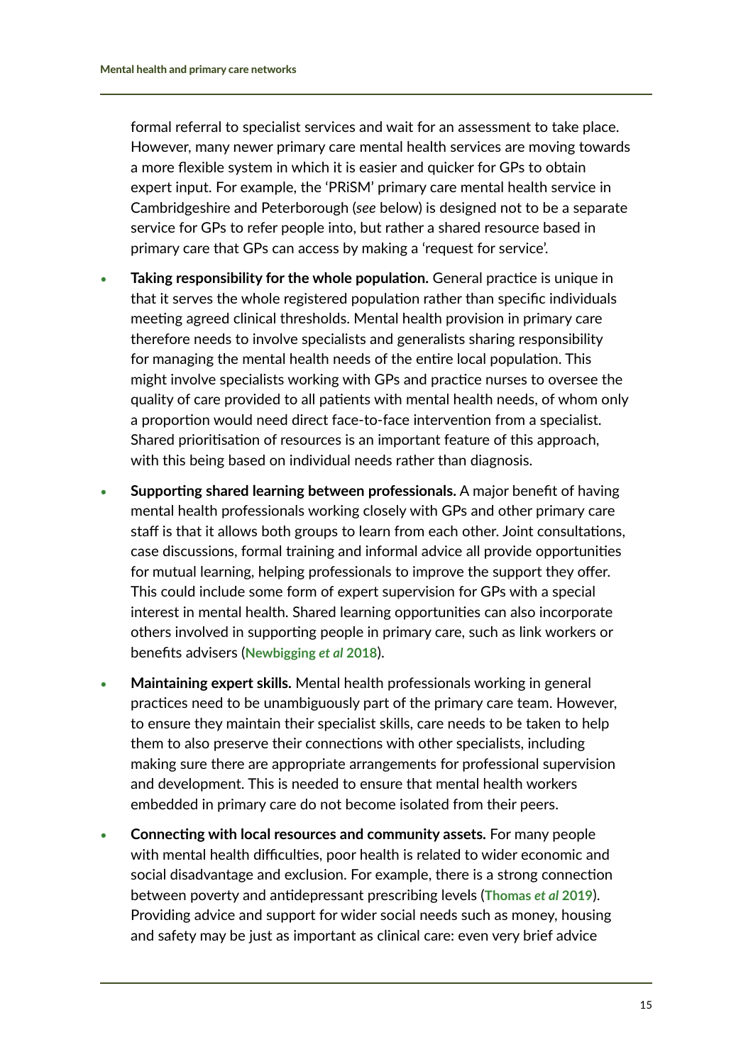formal referral to specialist services and wait for an assessment to take place. However, many newer primary care mental health services are moving towards a more flexible system in which it is easier and quicker for GPs to obtain expert input. For example, the 'PRiSM' primary care mental health service in Cambridgeshire and Peterborough (*see* below) is designed not to be a separate service for GPs to refer people into, but rather a shared resource based in primary care that GPs can access by making a 'request for service'.

- **Taking responsibility for the whole population.** General practice is unique in that it serves the whole registered population rather than specific individuals meeting agreed clinical thresholds. Mental health provision in primary care therefore needs to involve specialists and generalists sharing responsibility for managing the mental health needs of the entire local population. This might involve specialists working with GPs and practice nurses to oversee the quality of care provided to all patients with mental health needs, of whom only a proportion would need direct face-to-face intervention from a specialist. Shared prioritisation of resources is an important feature of this approach, with this being based on individual needs rather than diagnosis.
- **Supporting shared learning between professionals.** A major benefit of having mental health professionals working closely with GPs and other primary care staff is that it allows both groups to learn from each other. Joint consultations, case discussions, formal training and informal advice all provide opportunities for mutual learning, helping professionals to improve the support they offer. This could include some form of expert supervision for GPs with a special interest in mental health. Shared learning opportunities can also incorporate others involved in supporting people in primary care, such as link workers or benefits advisers (**Newbigging *et al* 2018**).
- **Maintaining expert skills.** Mental health professionals working in general practices need to be unambiguously part of the primary care team. However, to ensure they maintain their specialist skills, care needs to be taken to help them to also preserve their connections with other specialists, including making sure there are appropriate arrangements for professional supervision and development. This is needed to ensure that mental health workers embedded in primary care do not become isolated from their peers.
- **Connecting with local resources and community assets.** For many people with mental health difficulties, poor health is related to wider economic and social disadvantage and exclusion. For example, there is a strong connection between poverty and antidepressant prescribing levels (**Thomas *et al* 2019**). Providing advice and support for wider social needs such as money, housing and safety may be just as important as clinical care: even very brief advice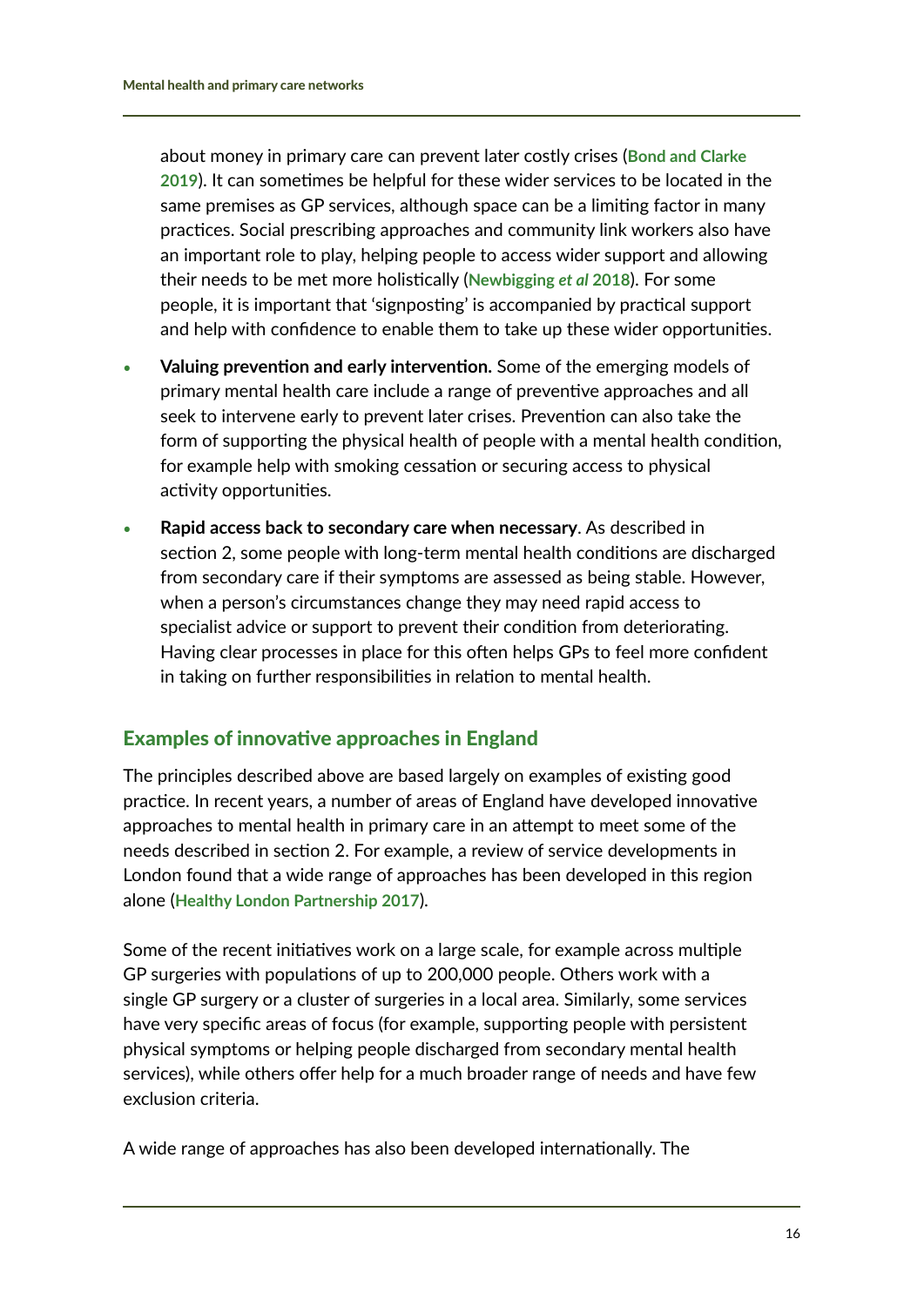about money in primary care can prevent later costly crises (Bond and Clarke 2019). It can sometimes be helpful for these wider services to be located in the same premises as GP services, although space can be a limiting factor in many practices. Social prescribing approaches and community link workers also have an important role to play, helping people to access wider support and allowing their needs to be met more holistically (Newbigging *et al* 2018). For some people, it is important that 'signposting' is accompanied by practical support and help with confidence to enable them to take up these wider opportunities.

- **Valuing prevention and early intervention.** Some of the emerging models of primary mental health care include a range of preventive approaches and all seek to intervene early to prevent later crises. Prevention can also take the form of supporting the physical health of people with a mental health condition, for example help with smoking cessation or securing access to physical activity opportunities.
- **Rapid access back to secondary care when necessary**. As described in section 2, some people with long-term mental health conditions are discharged from secondary care if their symptoms are assessed as being stable. However, when a person's circumstances change they may need rapid access to specialist advice or support to prevent their condition from deteriorating. Having clear processes in place for this often helps GPs to feel more confident in taking on further responsibilities in relation to mental health.

## Examples of innovative approaches in England

The principles described above are based largely on examples of existing good practice. In recent years, a number of areas of England have developed innovative approaches to mental health in primary care in an attempt to meet some of the needs described in section 2. For example, a review of service developments in London found that a wide range of approaches has been developed in this region alone (Healthy London Partnership 2017).

Some of the recent initiatives work on a large scale, for example across multiple GP surgeries with populations of up to 200,000 people. Others work with a single GP surgery or a cluster of surgeries in a local area. Similarly, some services have very specific areas of focus (for example, supporting people with persistent physical symptoms or helping people discharged from secondary mental health services), while others offer help for a much broader range of needs and have few exclusion criteria.

A wide range of approaches has also been developed internationally. The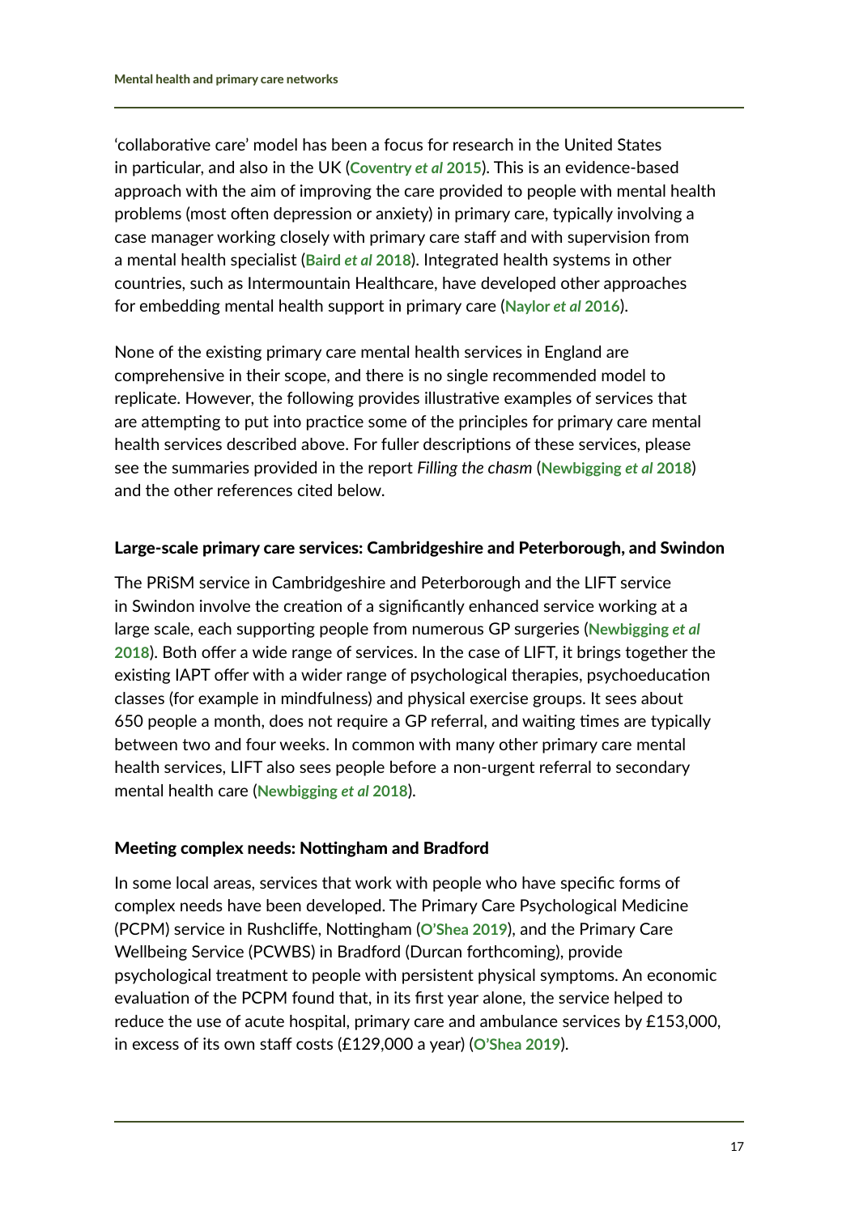'collaborative care' model has been a focus for research in the United States in particular, and also in the UK (**Coventry *et al* 2015**). This is an evidence-based approach with the aim of improving the care provided to people with mental health problems (most often depression or anxiety) in primary care, typically involving a case manager working closely with primary care staff and with supervision from a mental health specialist (**Baird *et al* 2018**). Integrated health systems in other countries, such as Intermountain Healthcare, have developed other approaches for embedding mental health support in primary care (**Naylor *et al* 2016**).

None of the existing primary care mental health services in England are comprehensive in their scope, and there is no single recommended model to replicate. However, the following provides illustrative examples of services that are attempting to put into practice some of the principles for primary care mental health services described above. For fuller descriptions of these services, please see the summaries provided in the report *Filling the chasm* (**Newbigging *et al* 2018**) and the other references cited below.

#### Large-scale primary care services: Cambridgeshire and Peterborough, and Swindon

The PRiSM service in Cambridgeshire and Peterborough and the LIFT service in Swindon involve the creation of a significantly enhanced service working at a large scale, each supporting people from numerous GP surgeries (**Newbigging *et al* 2018**). Both offer a wide range of services. In the case of LIFT, it brings together the existing IAPT offer with a wider range of psychological therapies, psychoeducation classes (for example in mindfulness) and physical exercise groups. It sees about 650 people a month, does not require a GP referral, and waiting times are typically between two and four weeks. In common with many other primary care mental health services, LIFT also sees people before a non-urgent referral to secondary mental health care (**Newbigging *et al* 2018**).

#### Meeting complex needs: Nottingham and Bradford

In some local areas, services that work with people who have specific forms of complex needs have been developed. The Primary Care Psychological Medicine (PCPM) service in Rushcliffe, Nottingham (**O'Shea 2019**), and the Primary Care Wellbeing Service (PCWBS) in Bradford (Durcan forthcoming), provide psychological treatment to people with persistent physical symptoms. An economic evaluation of the PCPM found that, in its first year alone, the service helped to reduce the use of acute hospital, primary care and ambulance services by £153,000, in excess of its own staff costs (£129,000 a year) (**O'Shea 2019**).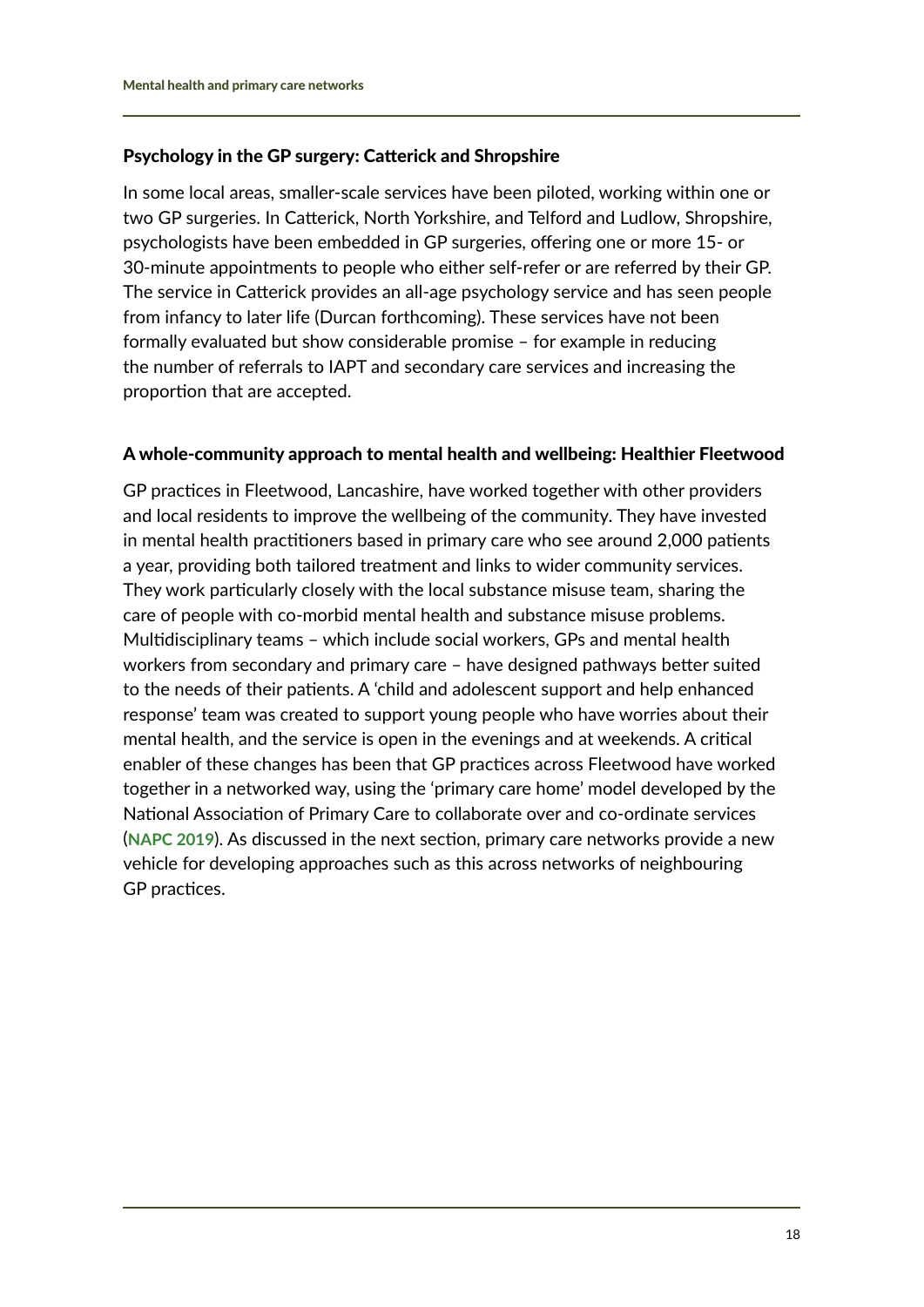### Psychology in the GP surgery: Catterick and Shropshire

In some local areas, smaller-scale services have been piloted, working within one or two GP surgeries. In Catterick, North Yorkshire, and Telford and Ludlow, Shropshire, psychologists have been embedded in GP surgeries, offering one or more 15- or 30-minute appointments to people who either self-refer or are referred by their GP. The service in Catterick provides an all-age psychology service and has seen people from infancy to later life (Durcan forthcoming). These services have not been formally evaluated but show considerable promise – for example in reducing the number of referrals to IAPT and secondary care services and increasing the proportion that are accepted.

### A whole-community approach to mental health and wellbeing: Healthier Fleetwood

GP practices in Fleetwood, Lancashire, have worked together with other providers and local residents to improve the wellbeing of the community. They have invested in mental health practitioners based in primary care who see around 2,000 patients a year, providing both tailored treatment and links to wider community services. They work particularly closely with the local substance misuse team, sharing the care of people with co-morbid mental health and substance misuse problems. Multidisciplinary teams – which include social workers, GPs and mental health workers from secondary and primary care – have designed pathways better suited to the needs of their patients. A 'child and adolescent support and help enhanced response' team was created to support young people who have worries about their mental health, and the service is open in the evenings and at weekends. A critical enabler of these changes has been that GP practices across Fleetwood have worked together in a networked way, using the 'primary care home' model developed by the National Association of Primary Care to collaborate over and co-ordinate services (**NAPC 2019**). As discussed in the next section, primary care networks provide a new vehicle for developing approaches such as this across networks of neighbouring GP practices.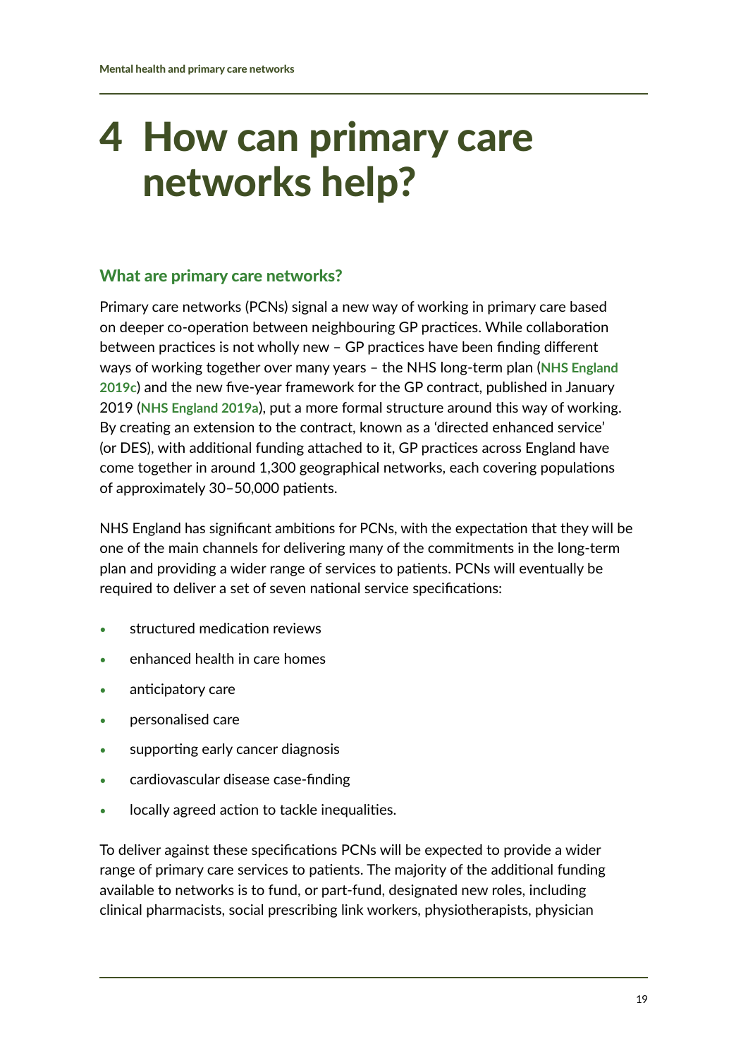# 4 How can primary care networks help?

## What are primary care networks?

Primary care networks (PCNs) signal a new way of working in primary care based on deeper co-operation between neighbouring GP practices. While collaboration between practices is not wholly new – GP practices have been finding different ways of working together over many years – the NHS long-term plan (**NHS England 2019c**) and the new five-year framework for the GP contract, published in January 2019 (**NHS England 2019a**), put a more formal structure around this way of working. By creating an extension to the contract, known as a 'directed enhanced service' (or DES), with additional funding attached to it, GP practices across England have come together in around 1,300 geographical networks, each covering populations of approximately 30–50,000 patients.

NHS England has significant ambitions for PCNs, with the expectation that they will be one of the main channels for delivering many of the commitments in the long-term plan and providing a wider range of services to patients. PCNs will eventually be required to deliver a set of seven national service specifications:

- structured medication reviews
- enhanced health in care homes
- anticipatory care
- personalised care
- supporting early cancer diagnosis
- cardiovascular disease case-finding
- locally agreed action to tackle inequalities.

To deliver against these specifications PCNs will be expected to provide a wider range of primary care services to patients. The majority of the additional funding available to networks is to fund, or part-fund, designated new roles, including clinical pharmacists, social prescribing link workers, physiotherapists, physician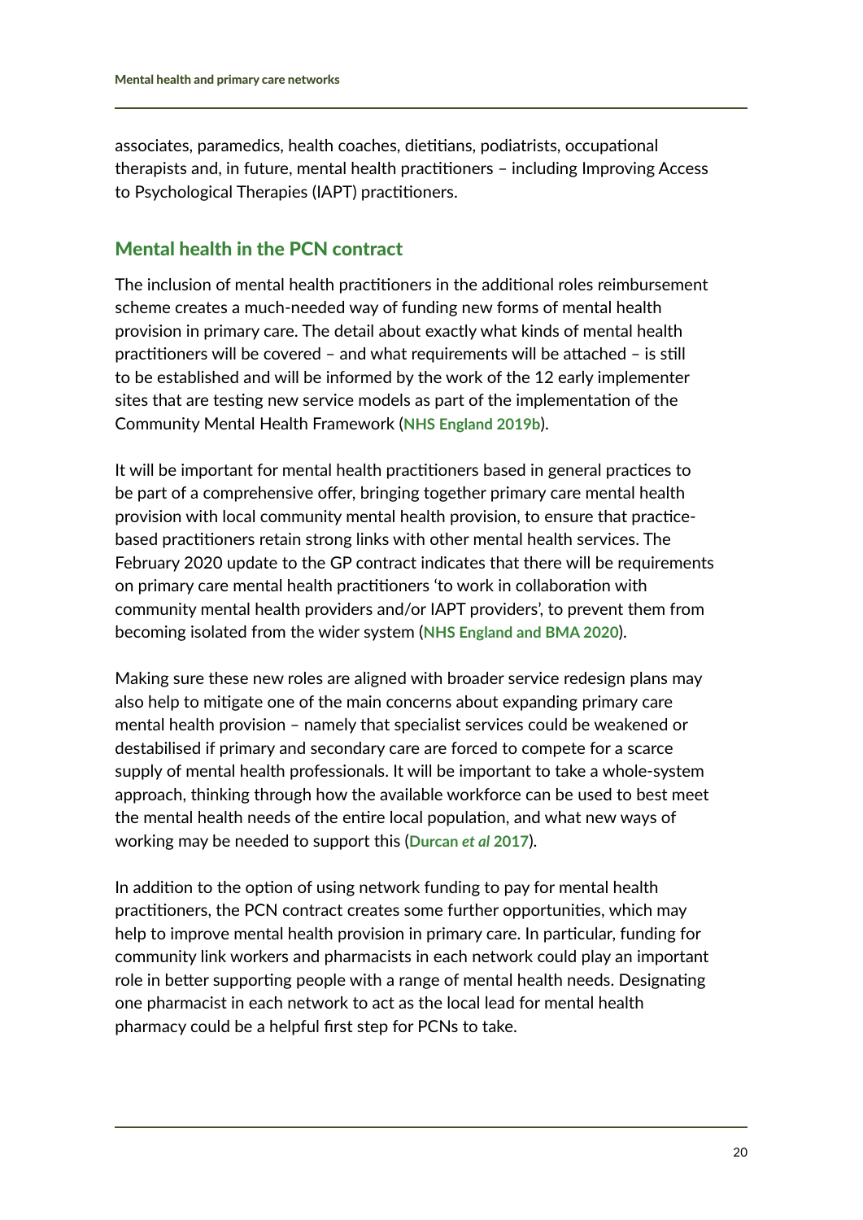associates, paramedics, health coaches, dietitians, podiatrists, occupational therapists and, in future, mental health practitioners – including Improving Access to Psychological Therapies (IAPT) practitioners.

## Mental health in the PCN contract

The inclusion of mental health practitioners in the additional roles reimbursement scheme creates a much-needed way of funding new forms of mental health provision in primary care. The detail about exactly what kinds of mental health practitioners will be covered – and what requirements will be attached – is still to be established and will be informed by the work of the 12 early implementer sites that are testing new service models as part of the implementation of the Community Mental Health Framework (**NHS England 2019b**).

It will be important for mental health practitioners based in general practices to be part of a comprehensive offer, bringing together primary care mental health provision with local community mental health provision, to ensure that practice-based practitioners retain strong links with other mental health services. The February 2020 update to the GP contract indicates that there will be requirements on primary care mental health practitioners 'to work in collaboration with community mental health providers and/or IAPT providers', to prevent them from becoming isolated from the wider system (**NHS England and BMA 2020**).

Making sure these new roles are aligned with broader service redesign plans may also help to mitigate one of the main concerns about expanding primary care mental health provision – namely that specialist services could be weakened or destabilised if primary and secondary care are forced to compete for a scarce supply of mental health professionals. It will be important to take a whole-system approach, thinking through how the available workforce can be used to best meet the mental health needs of the entire local population, and what new ways of working may be needed to support this (**Durcan *et al* 2017**).

In addition to the option of using network funding to pay for mental health practitioners, the PCN contract creates some further opportunities, which may help to improve mental health provision in primary care. In particular, funding for community link workers and pharmacists in each network could play an important role in better supporting people with a range of mental health needs. Designating one pharmacist in each network to act as the local lead for mental health pharmacy could be a helpful first step for PCNs to take.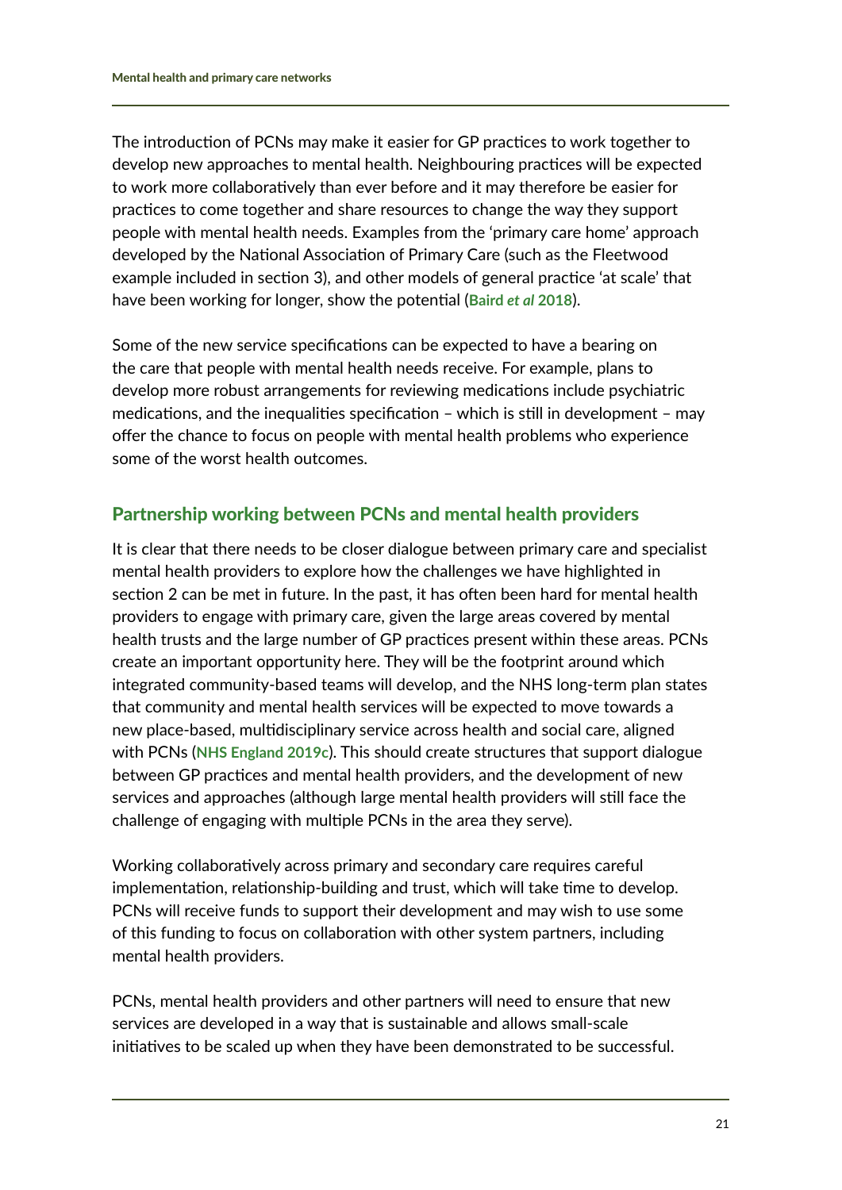The introduction of PCNs may make it easier for GP practices to work together to develop new approaches to mental health. Neighbouring practices will be expected to work more collaboratively than ever before and it may therefore be easier for practices to come together and share resources to change the way they support people with mental health needs. Examples from the 'primary care home' approach developed by the National Association of Primary Care (such as the Fleetwood example included in section 3), and other models of general practice 'at scale' that have been working for longer, show the potential (**Baird *et al* 2018**).

Some of the new service specifications can be expected to have a bearing on the care that people with mental health needs receive. For example, plans to develop more robust arrangements for reviewing medications include psychiatric medications, and the inequalities specification – which is still in development – may offer the chance to focus on people with mental health problems who experience some of the worst health outcomes.

## Partnership working between PCNs and mental health providers

It is clear that there needs to be closer dialogue between primary care and specialist mental health providers to explore how the challenges we have highlighted in section 2 can be met in future. In the past, it has often been hard for mental health providers to engage with primary care, given the large areas covered by mental health trusts and the large number of GP practices present within these areas. PCNs create an important opportunity here. They will be the footprint around which integrated community-based teams will develop, and the NHS long-term plan states that community and mental health services will be expected to move towards a new place-based, multidisciplinary service across health and social care, aligned with PCNs (**NHS England 2019c**). This should create structures that support dialogue between GP practices and mental health providers, and the development of new services and approaches (although large mental health providers will still face the challenge of engaging with multiple PCNs in the area they serve).

Working collaboratively across primary and secondary care requires careful implementation, relationship-building and trust, which will take time to develop. PCNs will receive funds to support their development and may wish to use some of this funding to focus on collaboration with other system partners, including mental health providers.

PCNs, mental health providers and other partners will need to ensure that new services are developed in a way that is sustainable and allows small-scale initiatives to be scaled up when they have been demonstrated to be successful.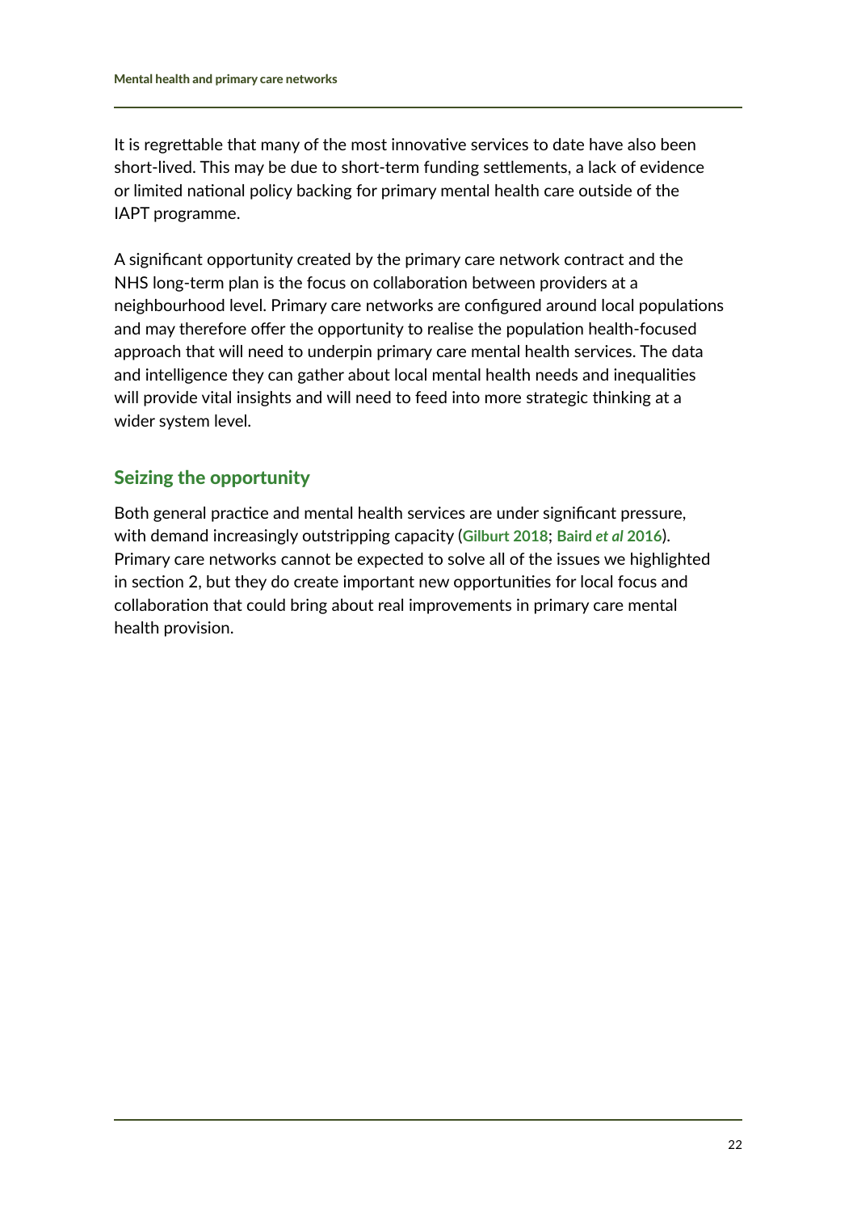It is regrettable that many of the most innovative services to date have also been short-lived. This may be due to short-term funding settlements, a lack of evidence or limited national policy backing for primary mental health care outside of the IAPT programme.

A significant opportunity created by the primary care network contract and the NHS long-term plan is the focus on collaboration between providers at a neighbourhood level. Primary care networks are configured around local populations and may therefore offer the opportunity to realise the population health-focused approach that will need to underpin primary care mental health services. The data and intelligence they can gather about local mental health needs and inequalities will provide vital insights and will need to feed into more strategic thinking at a wider system level.

## Seizing the opportunity

Both general practice and mental health services are under significant pressure, with demand increasingly outstripping capacity (**Gilburt 2018**; **Baird *et al* 2016**). Primary care networks cannot be expected to solve all of the issues we highlighted in section 2, but they do create important new opportunities for local focus and collaboration that could bring about real improvements in primary care mental health provision.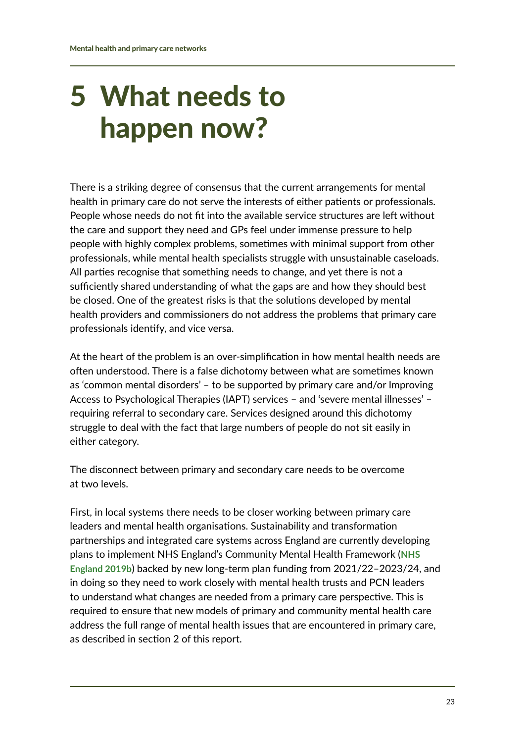# 5 What needs to happen now?

There is a striking degree of consensus that the current arrangements for mental health in primary care do not serve the interests of either patients or professionals. People whose needs do not fit into the available service structures are left without the care and support they need and GPs feel under immense pressure to help people with highly complex problems, sometimes with minimal support from other professionals, while mental health specialists struggle with unsustainable caseloads. All parties recognise that something needs to change, and yet there is not a sufficiently shared understanding of what the gaps are and how they should best be closed. One of the greatest risks is that the solutions developed by mental health providers and commissioners do not address the problems that primary care professionals identify, and vice versa.

At the heart of the problem is an over-simplification in how mental health needs are often understood. There is a false dichotomy between what are sometimes known as 'common mental disorders' – to be supported by primary care and/or Improving Access to Psychological Therapies (IAPT) services – and 'severe mental illnesses' – requiring referral to secondary care. Services designed around this dichotomy struggle to deal with the fact that large numbers of people do not sit easily in either category.

The disconnect between primary and secondary care needs to be overcome at two levels.

First, in local systems there needs to be closer working between primary care leaders and mental health organisations. Sustainability and transformation partnerships and integrated care systems across England are currently developing plans to implement NHS England's Community Mental Health Framework (**NHS England 2019b**) backed by new long-term plan funding from 2021/22–2023/24, and in doing so they need to work closely with mental health trusts and PCN leaders to understand what changes are needed from a primary care perspective. This is required to ensure that new models of primary and community mental health care address the full range of mental health issues that are encountered in primary care, as described in section 2 of this report.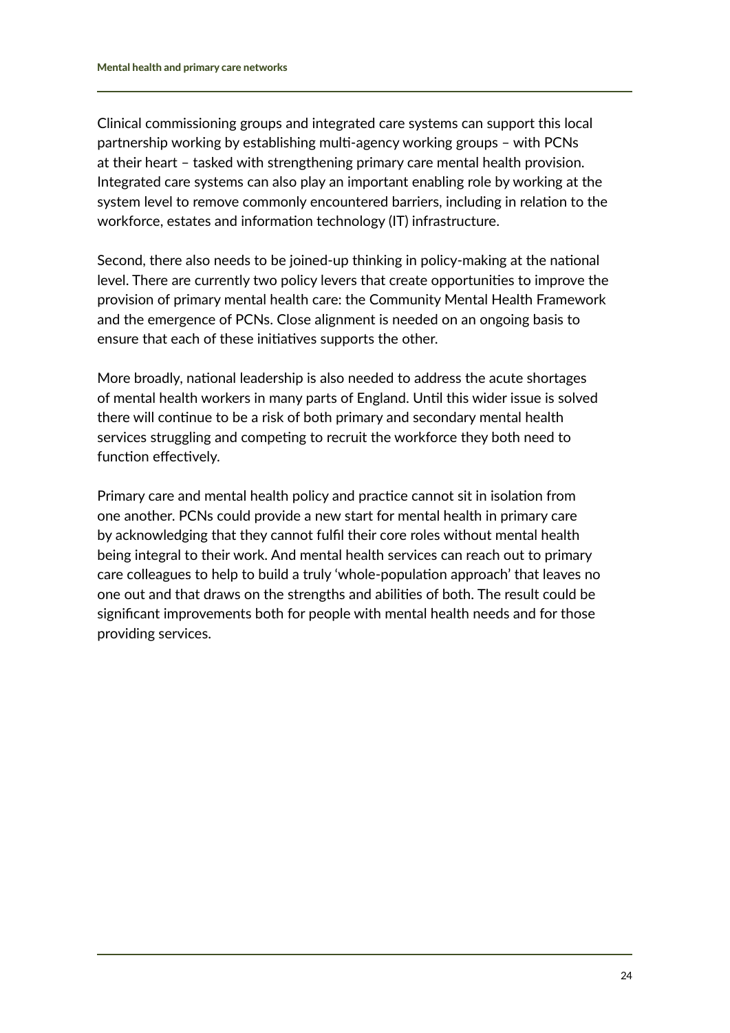Clinical commissioning groups and integrated care systems can support this local partnership working by establishing multi-agency working groups – with PCNs at their heart – tasked with strengthening primary care mental health provision. Integrated care systems can also play an important enabling role by working at the system level to remove commonly encountered barriers, including in relation to the workforce, estates and information technology (IT) infrastructure.

Second, there also needs to be joined-up thinking in policy-making at the national level. There are currently two policy levers that create opportunities to improve the provision of primary mental health care: the Community Mental Health Framework and the emergence of PCNs. Close alignment is needed on an ongoing basis to ensure that each of these initiatives supports the other.

More broadly, national leadership is also needed to address the acute shortages of mental health workers in many parts of England. Until this wider issue is solved there will continue to be a risk of both primary and secondary mental health services struggling and competing to recruit the workforce they both need to function effectively.

Primary care and mental health policy and practice cannot sit in isolation from one another. PCNs could provide a new start for mental health in primary care by acknowledging that they cannot fulfil their core roles without mental health being integral to their work. And mental health services can reach out to primary care colleagues to help to build a truly 'whole-population approach' that leaves no one out and that draws on the strengths and abilities of both. The result could be significant improvements both for people with mental health needs and for those providing services.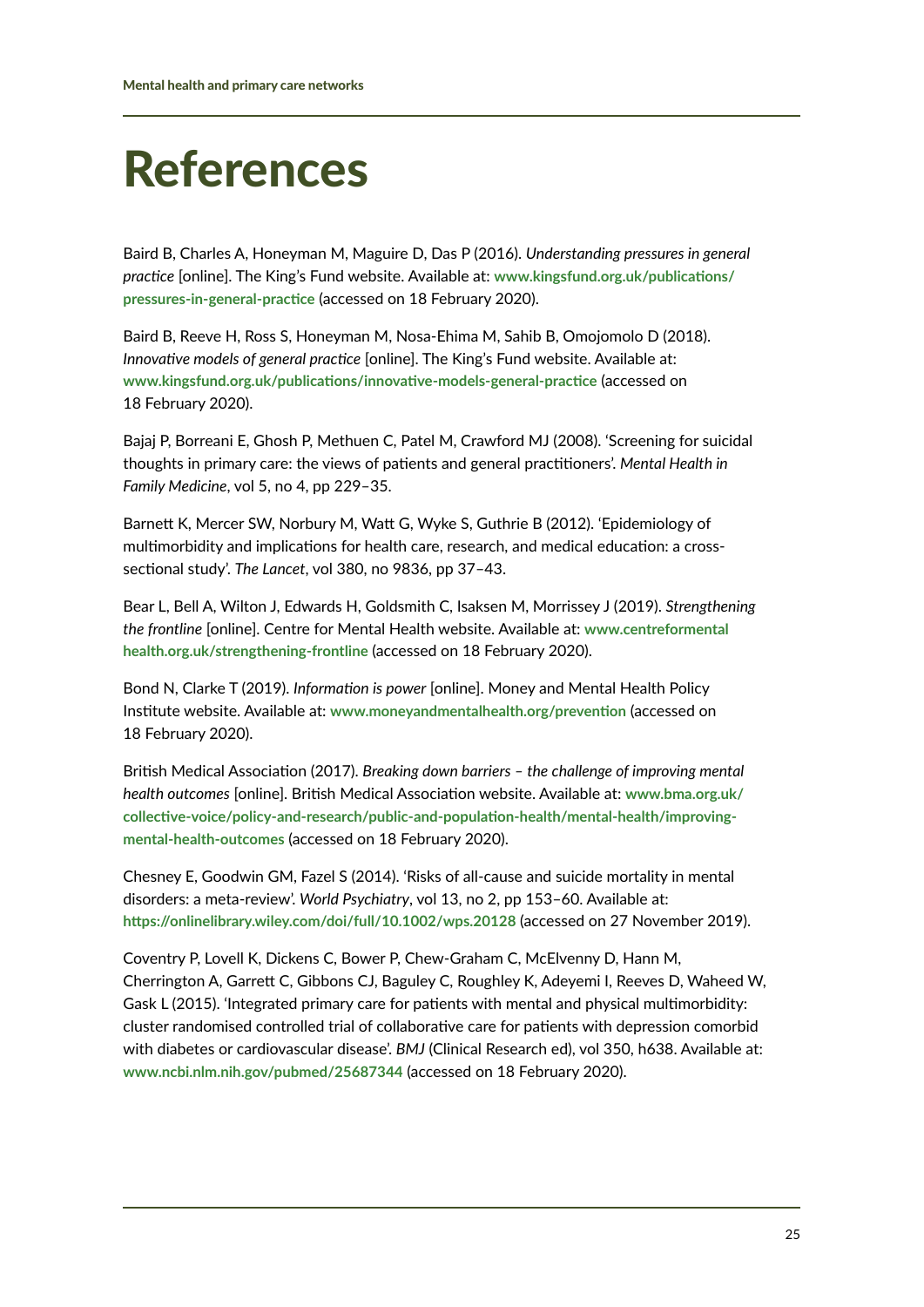# References

Baird B, Charles A, Honeyman M, Maguire D, Das P (2016). *Understanding pressures in general practice* [online]. The King's Fund website. Available at: **www.kingsfund.org.uk/publications/pressures-in-general-practice** (accessed on 18 February 2020).

Baird B, Reeve H, Ross S, Honeyman M, Nosa-Ehima M, Sahib B, Omojomolo D (2018). *Innovative models of general practice* [online]. The King's Fund website. Available at: **www.kingsfund.org.uk/publications/innovative-models-general-practice** (accessed on 18 February 2020).

Bajaj P, Borreani E, Ghosh P, Methuen C, Patel M, Crawford MJ (2008). 'Screening for suicidal thoughts in primary care: the views of patients and general practitioners'. *Mental Health in Family Medicine*, vol 5, no 4, pp 229–35.

Barnett K, Mercer SW, Norbury M, Watt G, Wyke S, Guthrie B (2012). 'Epidemiology of multimorbidity and implications for health care, research, and medical education: a cross-sectional study'. *The Lancet*, vol 380, no 9836, pp 37–43.

Bear L, Bell A, Wilton J, Edwards H, Goldsmith C, Isaksen M, Morrissey J (2019). *Strengthening the frontline* [online]. Centre for Mental Health website. Available at: **www.centreformentalhealth.org.uk/strengthening-frontline** (accessed on 18 February 2020).

Bond N, Clarke T (2019). *Information is power* [online]. Money and Mental Health Policy Institute website. Available at: **www.moneyandmentalhealth.org/prevention** (accessed on 18 February 2020).

British Medical Association (2017). *Breaking down barriers – the challenge of improving mental health outcomes* [online]. British Medical Association website. Available at: **www.bma.org.uk/collective-voice/policy-and-research/public-and-population-health/mental-health/improving-mental-health-outcomes** (accessed on 18 February 2020).

Chesney E, Goodwin GM, Fazel S (2014). 'Risks of all-cause and suicide mortality in mental disorders: a meta-review'. *World Psychiatry*, vol 13, no 2, pp 153–60. Available at: **https://onlinelibrary.wiley.com/doi/full/10.1002/wps.20128** (accessed on 27 November 2019).

Coventry P, Lovell K, Dickens C, Bower P, Chew-Graham C, McElvenny D, Hann M, Cherrington A, Garrett C, Gibbons CJ, Baguley C, Roughley K, Adeyemi I, Reeves D, Waheed W, Gask L (2015). 'Integrated primary care for patients with mental and physical multimorbidity: cluster randomised controlled trial of collaborative care for patients with depression comorbid with diabetes or cardiovascular disease'. *BMJ* (Clinical Research ed), vol 350, h638. Available at: **www.ncbi.nlm.nih.gov/pubmed/25687344** (accessed on 18 February 2020).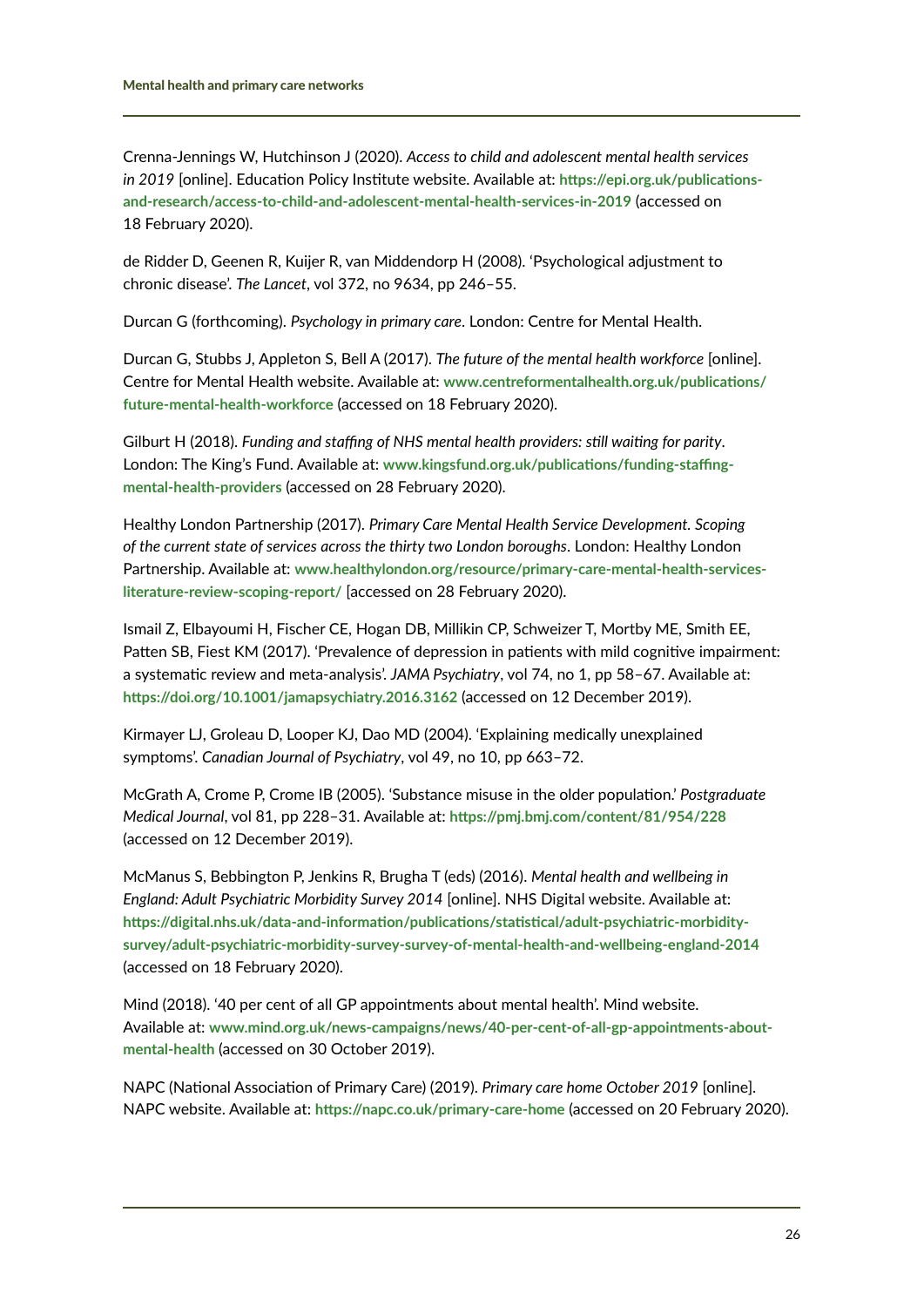Crenna-Jennings W, Hutchinson J (2020). *Access to child and adolescent mental health services in 2019* [online]. Education Policy Institute website. Available at: **https://epi.org.uk/publications-and-research/access-to-child-and-adolescent-mental-health-services-in-2019** (accessed on 18 February 2020).

de Ridder D, Geenen R, Kuijer R, van Middendorp H (2008). 'Psychological adjustment to chronic disease'. *The Lancet*, vol 372, no 9634, pp 246–55.

Durcan G (forthcoming). *Psychology in primary care*. London: Centre for Mental Health.

Durcan G, Stubbs J, Appleton S, Bell A (2017). *The future of the mental health workforce* [online]. Centre for Mental Health website. Available at: **www.centreformentalhealth.org.uk/publications/future-mental-health-workforce** (accessed on 18 February 2020).

Gilburt H (2018). *Funding and staffing of NHS mental health providers: still waiting for parity*. London: The King's Fund. Available at: **www.kingsfund.org.uk/publications/funding-staffing-mental-health-providers** (accessed on 28 February 2020).

Healthy London Partnership (2017). *Primary Care Mental Health Service Development. Scoping of the current state of services across the thirty two London boroughs*. London: Healthy London Partnership. Available at: **www.healthylondon.org/resource/primary-care-mental-health-services-literature-review-scoping-report/** [accessed on 28 February 2020).

Ismail Z, Elbayoumi H, Fischer CE, Hogan DB, Millikin CP, Schweizer T, Mortby ME, Smith EE, Patten SB, Fiest KM (2017). 'Prevalence of depression in patients with mild cognitive impairment: a systematic review and meta-analysis'. *JAMA Psychiatry*, vol 74, no 1, pp 58–67. Available at: **https://doi.org/10.1001/jamapsychiatry.2016.3162** (accessed on 12 December 2019).

Kirmayer LJ, Groleau D, Looper KJ, Dao MD (2004). 'Explaining medically unexplained symptoms'. *Canadian Journal of Psychiatry*, vol 49, no 10, pp 663–72.

McGrath A, Crome P, Crome IB (2005). 'Substance misuse in the older population.' *Postgraduate Medical Journal*, vol 81, pp 228–31. Available at: **https://pmj.bmj.com/content/81/954/228** (accessed on 12 December 2019).

McManus S, Bebbington P, Jenkins R, Brugha T (eds) (2016). *Mental health and wellbeing in England: Adult Psychiatric Morbidity Survey 2014* [online]. NHS Digital website. Available at: **https://digital.nhs.uk/data-and-information/publications/statistical/adult-psychiatric-morbidity-survey/adult-psychiatric-morbidity-survey-survey-of-mental-health-and-wellbeing-england-2014** (accessed on 18 February 2020).

Mind (2018). '40 per cent of all GP appointments about mental health'. Mind website. Available at: **www.mind.org.uk/news-campaigns/news/40-per-cent-of-all-gp-appointments-about-mental-health** (accessed on 30 October 2019).

NAPC (National Association of Primary Care) (2019). *Primary care home October 2019* [online]. NAPC website. Available at: **https://napc.co.uk/primary-care-home** (accessed on 20 February 2020).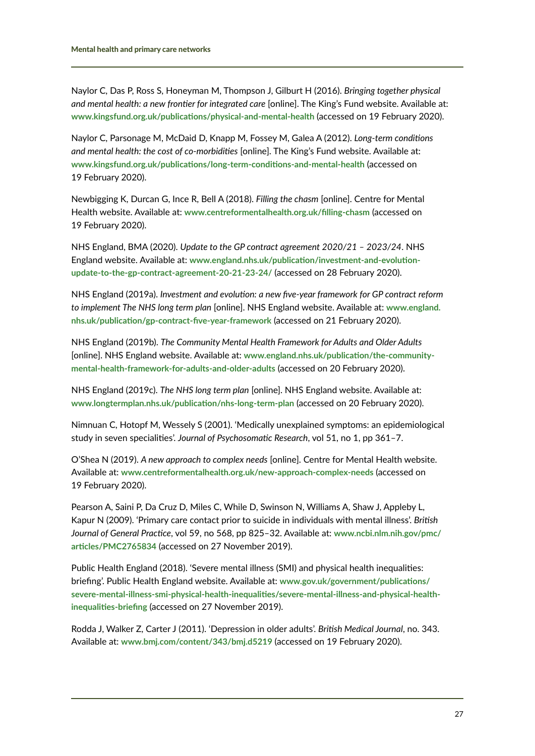Naylor C, Das P, Ross S, Honeyman M, Thompson J, Gilburt H (2016). *Bringing together physical and mental health: a new frontier for integrated care* [online]. The King's Fund website. Available at: **www.kingsfund.org.uk/publications/physical-and-mental-health** (accessed on 19 February 2020).

Naylor C, Parsonage M, McDaid D, Knapp M, Fossey M, Galea A (2012). *Long-term conditions and mental health: the cost of co-morbidities* [online]. The King's Fund website. Available at: **www.kingsfund.org.uk/publications/long-term-conditions-and-mental-health** (accessed on 19 February 2020).

Newbigging K, Durcan G, Ince R, Bell A (2018). *Filling the chasm* [online]. Centre for Mental Health website. Available at: **www.centreformentalhealth.org.uk/filling-chasm** (accessed on 19 February 2020).

NHS England, BMA (2020). *Update to the GP contract agreement 2020/21 – 2023/24*. NHS England website. Available at: **www.england.nhs.uk/publication/investment-and-evolution-update-to-the-gp-contract-agreement-20-21-23-24/** (accessed on 28 February 2020).

NHS England (2019a). *Investment and evolution: a new five-year framework for GP contract reform to implement The NHS long term plan* [online]. NHS England website. Available at: **www.england.nhs.uk/publication/gp-contract-five-year-framework** (accessed on 21 February 2020).

NHS England (2019b). *The Community Mental Health Framework for Adults and Older Adults* [online]. NHS England website. Available at: **www.england.nhs.uk/publication/the-community-mental-health-framework-for-adults-and-older-adults** (accessed on 20 February 2020).

NHS England (2019c). *The NHS long term plan* [online]. NHS England website. Available at: **www.longtermplan.nhs.uk/publication/nhs-long-term-plan** (accessed on 20 February 2020).

Nimnuan C, Hotopf M, Wessely S (2001). 'Medically unexplained symptoms: an epidemiological study in seven specialities'. *Journal of Psychosomatic Research*, vol 51, no 1, pp 361–7.

O'Shea N (2019). *A new approach to complex needs* [online]. Centre for Mental Health website. Available at: **www.centreformentalhealth.org.uk/new-approach-complex-needs** (accessed on 19 February 2020).

Pearson A, Saini P, Da Cruz D, Miles C, While D, Swinson N, Williams A, Shaw J, Appleby L, Kapur N (2009). 'Primary care contact prior to suicide in individuals with mental illness'. *British Journal of General Practice*, vol 59, no 568, pp 825–32. Available at: **www.ncbi.nlm.nih.gov/pmc/articles/PMC2765834** (accessed on 27 November 2019).

Public Health England (2018). 'Severe mental illness (SMI) and physical health inequalities: briefing'. Public Health England website. Available at: **www.gov.uk/government/publications/severe-mental-illness-smi-physical-health-inequalities/severe-mental-illness-and-physical-health-inequalities-briefing** (accessed on 27 November 2019).

Rodda J, Walker Z, Carter J (2011). 'Depression in older adults'. *British Medical Journal*, no. 343. Available at: **www.bmj.com/content/343/bmj.d5219** (accessed on 19 February 2020).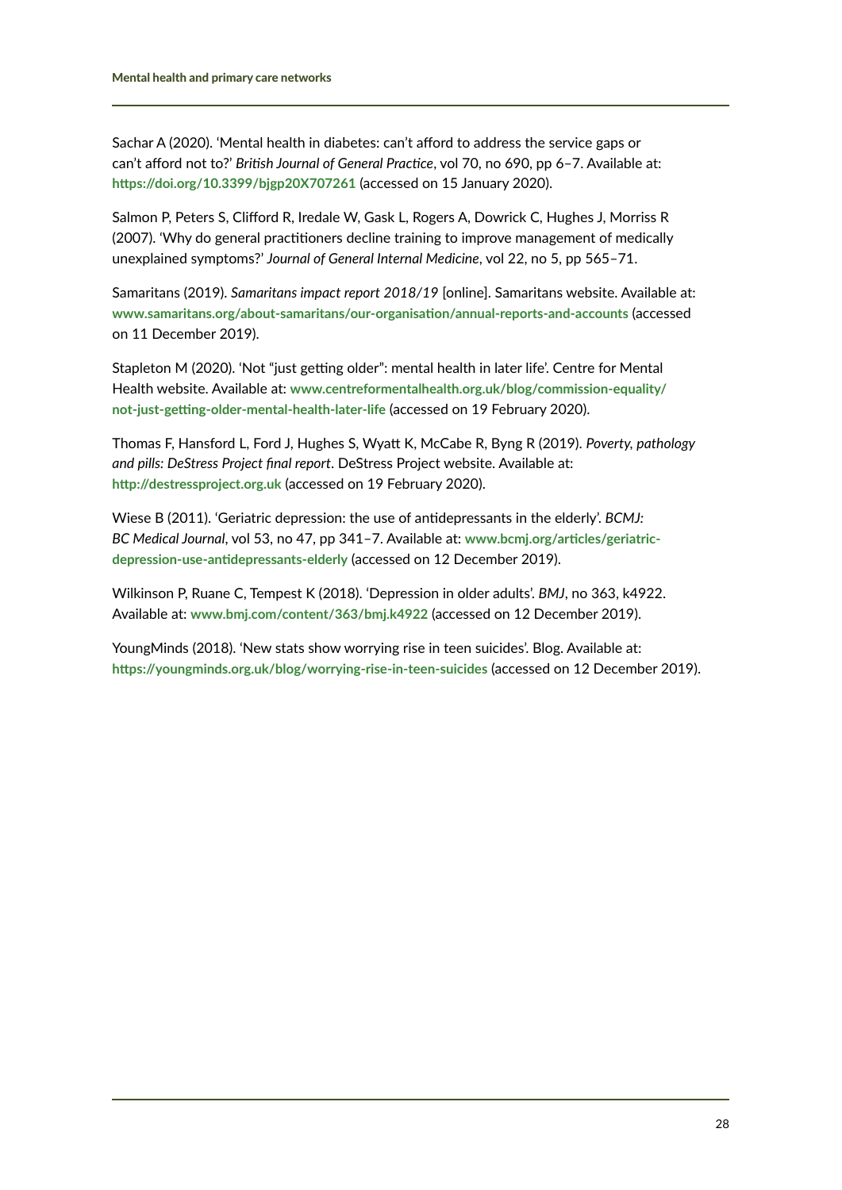Sachar A (2020). 'Mental health in diabetes: can't afford to address the service gaps or can't afford not to?' *British Journal of General Practice*, vol 70, no 690, pp 6–7. Available at: **https://doi.org/10.3399/bjgp20X707261** (accessed on 15 January 2020).

Salmon P, Peters S, Clifford R, Iredale W, Gask L, Rogers A, Dowrick C, Hughes J, Morriss R (2007). 'Why do general practitioners decline training to improve management of medically unexplained symptoms?' *Journal of General Internal Medicine*, vol 22, no 5, pp 565–71.

Samaritans (2019). *Samaritans impact report 2018/19* [online]. Samaritans website. Available at: **www.samaritans.org/about-samaritans/our-organisation/annual-reports-and-accounts** (accessed on 11 December 2019).

Stapleton M (2020). 'Not "just getting older": mental health in later life'. Centre for Mental Health website. Available at: **www.centreformentalhealth.org.uk/blog/commission-equality/not-just-getting-older-mental-health-later-life** (accessed on 19 February 2020).

Thomas F, Hansford L, Ford J, Hughes S, Wyatt K, McCabe R, Byng R (2019). *Poverty, pathology and pills: DeStress Project final report*. DeStress Project website. Available at: **http://destressproject.org.uk** (accessed on 19 February 2020).

Wiese B (2011). 'Geriatric depression: the use of antidepressants in the elderly'. *BCMJ: BC Medical Journal*, vol 53, no 47, pp 341–7. Available at: **www.bcmj.org/articles/geriatric-depression-use-antidepressants-elderly** (accessed on 12 December 2019).

Wilkinson P, Ruane C, Tempest K (2018). 'Depression in older adults'. *BMJ*, no 363, k4922. Available at: **www.bmj.com/content/363/bmj.k4922** (accessed on 12 December 2019).

YoungMinds (2018). 'New stats show worrying rise in teen suicides'. Blog. Available at: **https://youngminds.org.uk/blog/worrying-rise-in-teen-suicides** (accessed on 12 December 2019).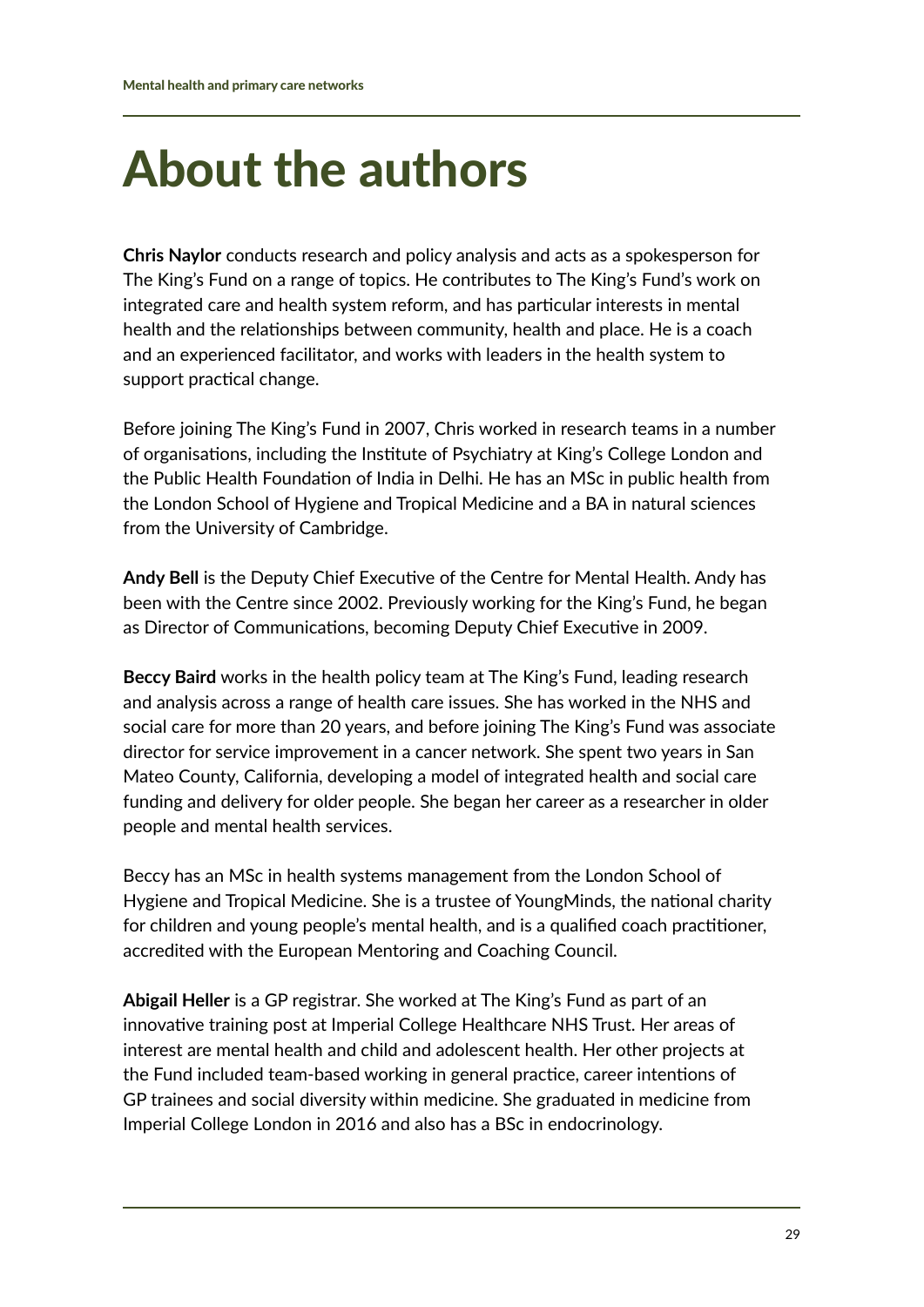# About the authors

**Chris Naylor** conducts research and policy analysis and acts as a spokesperson for The King's Fund on a range of topics. He contributes to The King's Fund's work on integrated care and health system reform, and has particular interests in mental health and the relationships between community, health and place. He is a coach and an experienced facilitator, and works with leaders in the health system to support practical change.

Before joining The King's Fund in 2007, Chris worked in research teams in a number of organisations, including the Institute of Psychiatry at King's College London and the Public Health Foundation of India in Delhi. He has an MSc in public health from the London School of Hygiene and Tropical Medicine and a BA in natural sciences from the University of Cambridge.

**Andy Bell** is the Deputy Chief Executive of the Centre for Mental Health. Andy has been with the Centre since 2002. Previously working for the King's Fund, he began as Director of Communications, becoming Deputy Chief Executive in 2009.

**Beccy Baird** works in the health policy team at The King's Fund, leading research and analysis across a range of health care issues. She has worked in the NHS and social care for more than 20 years, and before joining The King's Fund was associate director for service improvement in a cancer network. She spent two years in San Mateo County, California, developing a model of integrated health and social care funding and delivery for older people. She began her career as a researcher in older people and mental health services.

Beccy has an MSc in health systems management from the London School of Hygiene and Tropical Medicine. She is a trustee of YoungMinds, the national charity for children and young people's mental health, and is a qualified coach practitioner, accredited with the European Mentoring and Coaching Council.

**Abigail Heller** is a GP registrar. She worked at The King's Fund as part of an innovative training post at Imperial College Healthcare NHS Trust. Her areas of interest are mental health and child and adolescent health. Her other projects at the Fund included team-based working in general practice, career intentions of GP trainees and social diversity within medicine. She graduated in medicine from Imperial College London in 2016 and also has a BSc in endocrinology.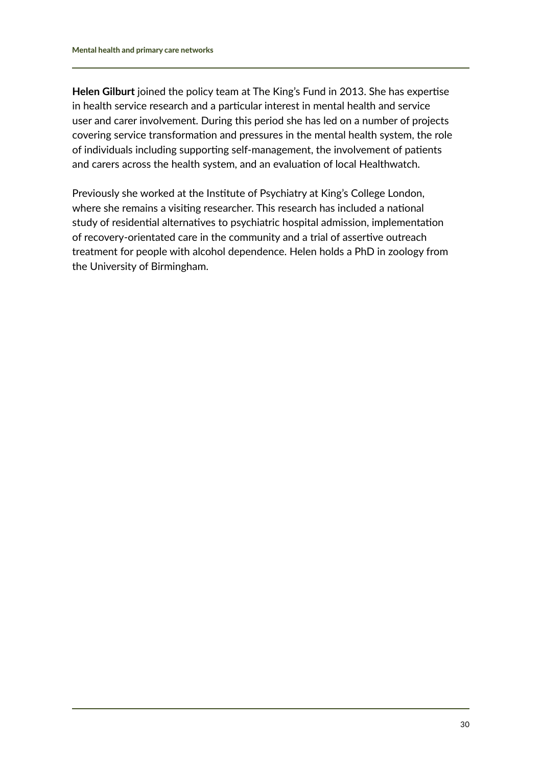**Helen Gilburt** joined the policy team at The King's Fund in 2013. She has expertise in health service research and a particular interest in mental health and service user and carer involvement. During this period she has led on a number of projects covering service transformation and pressures in the mental health system, the role of individuals including supporting self-management, the involvement of patients and carers across the health system, and an evaluation of local Healthwatch.

Previously she worked at the Institute of Psychiatry at King's College London, where she remains a visiting researcher. This research has included a national study of residential alternatives to psychiatric hospital admission, implementation of recovery-orientated care in the community and a trial of assertive outreach treatment for people with alcohol dependence. Helen holds a PhD in zoology from the University of Birmingham.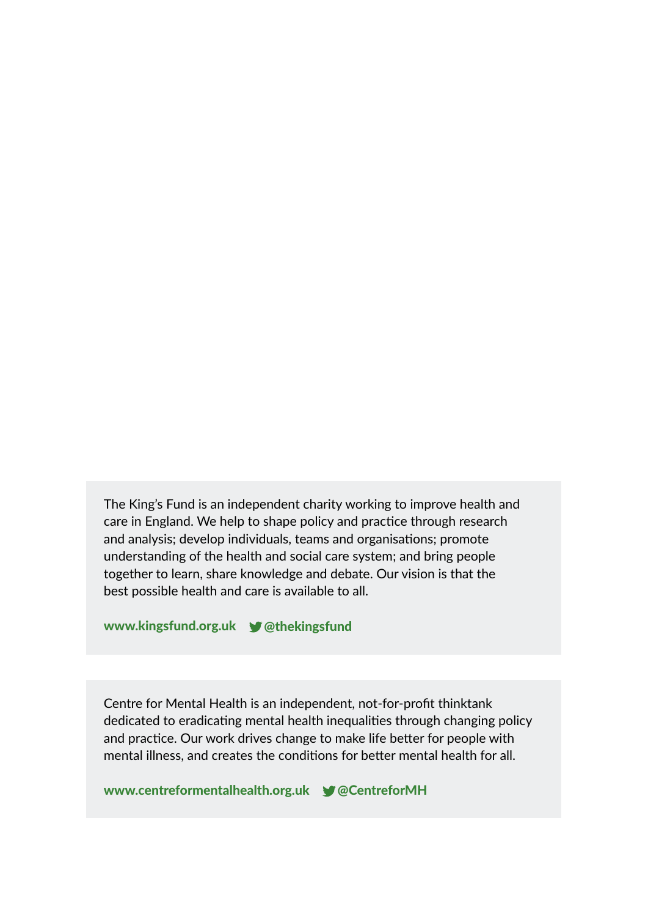The King's Fund is an independent charity working to improve health and care in England. We help to shape policy and practice through research and analysis; develop individuals, teams and organisations; promote understanding of the health and social care system; and bring people together to learn, share knowledge and debate. Our vision is that the best possible health and care is available to all.

**www.kingsfund.org.uk** **@thekingsfund**

Centre for Mental Health is an independent, not-for-profit thinktank dedicated to eradicating mental health inequalities through changing policy and practice. Our work drives change to make life better for people with mental illness, and creates the conditions for better mental health for all.

**www.centreformentalhealth.org.uk** **@CentreforMH**